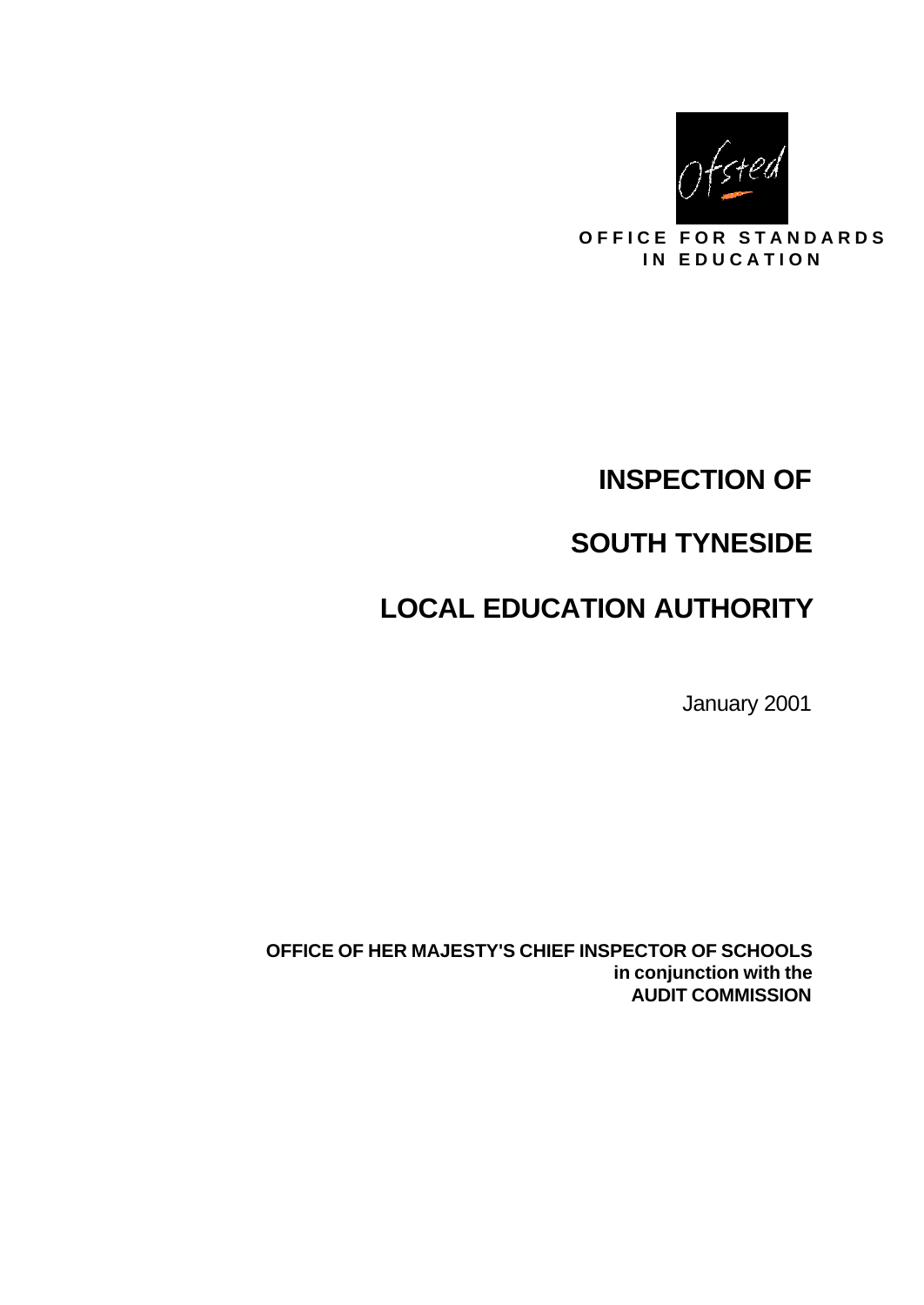OFFICE FOR STANDARDS IN EDUCATION

# INSPECTION OF

# SOUTH TYNESIDE

# LOCAL EDUCATION AUTHORITY

January 2001

**OFFICE OF HER MAJESTY'S CHIEF INSPECTOR OF SCHOOLS**
**in conjunction with the**
**AUDIT COMMISSION**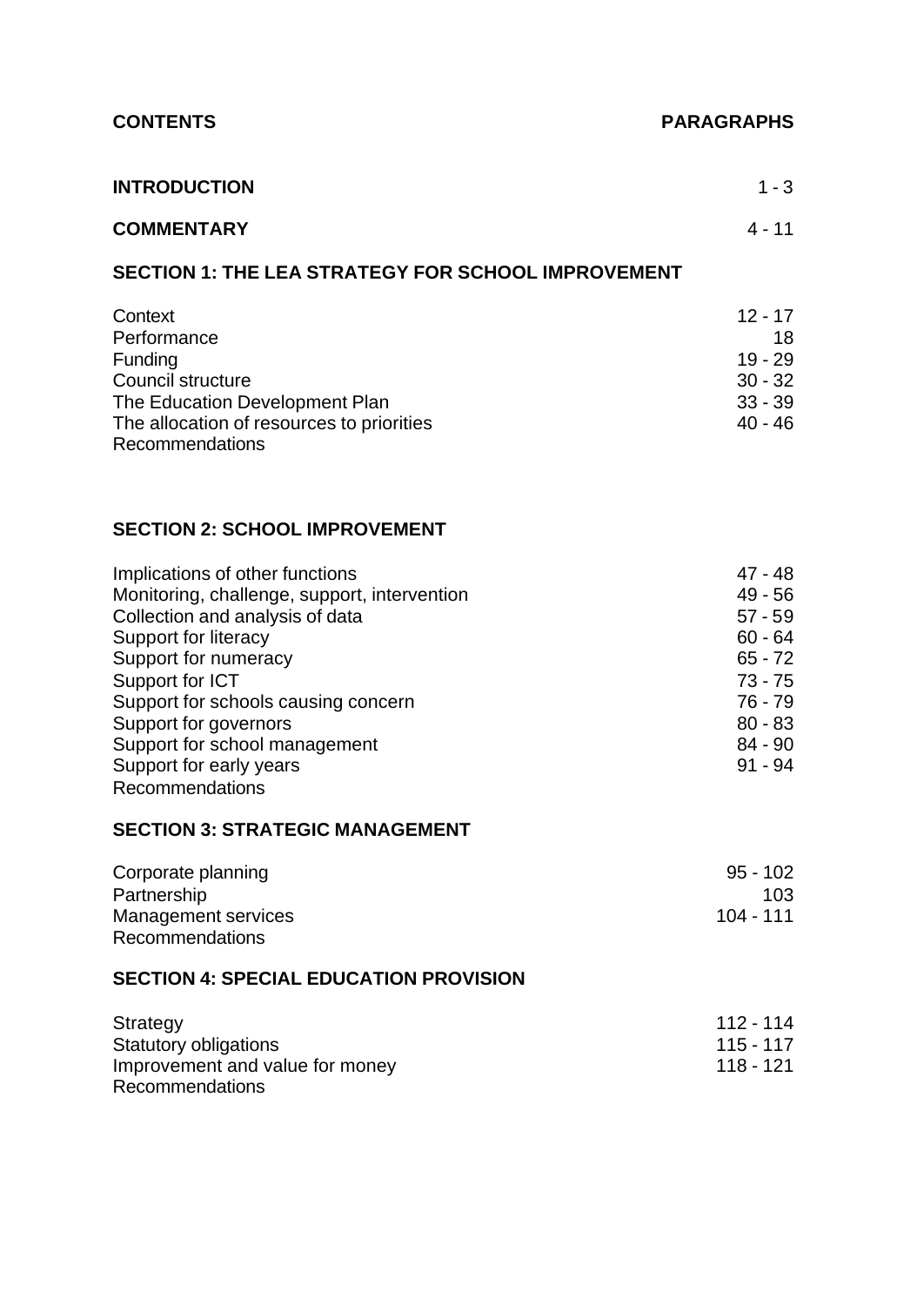| **CONTENTS** | **PARAGRAPHS** |
|---|---|
| **INTRODUCTION** | 1 - 3 |
| **COMMENTARY** | 4 - 11 |
| **SECTION 1: THE LEA STRATEGY FOR SCHOOL IMPROVEMENT** | |
| Context | 12 - 17 |
| Performance | 18 |
| Funding | 19 - 29 |
| Council structure | 30 - 32 |
| The Education Development Plan | 33 - 39 |
| The allocation of resources to priorities | 40 - 46 |
| Recommendations | |
| **SECTION 2: SCHOOL IMPROVEMENT** | |
| Implications of other functions | 47 - 48 |
| Monitoring, challenge, support, intervention | 49 - 56 |
| Collection and analysis of data | 57 - 59 |
| Support for literacy | 60 - 64 |
| Support for numeracy | 65 - 72 |
| Support for ICT | 73 - 75 |
| Support for schools causing concern | 76 - 79 |
| Support for governors | 80 - 83 |
| Support for school management | 84 - 90 |
| Support for early years | 91 - 94 |
| Recommendations | |
| **SECTION 3: STRATEGIC MANAGEMENT** | |
| Corporate planning | 95 - 102 |
| Partnership | 103 |
| Management services | 104 - 111 |
| Recommendations | |
| **SECTION 4: SPECIAL EDUCATION PROVISION** | |
| Strategy | 112 - 114 |
| Statutory obligations | 115 - 117 |
| Improvement and value for money | 118 - 121 |
| Recommendations | |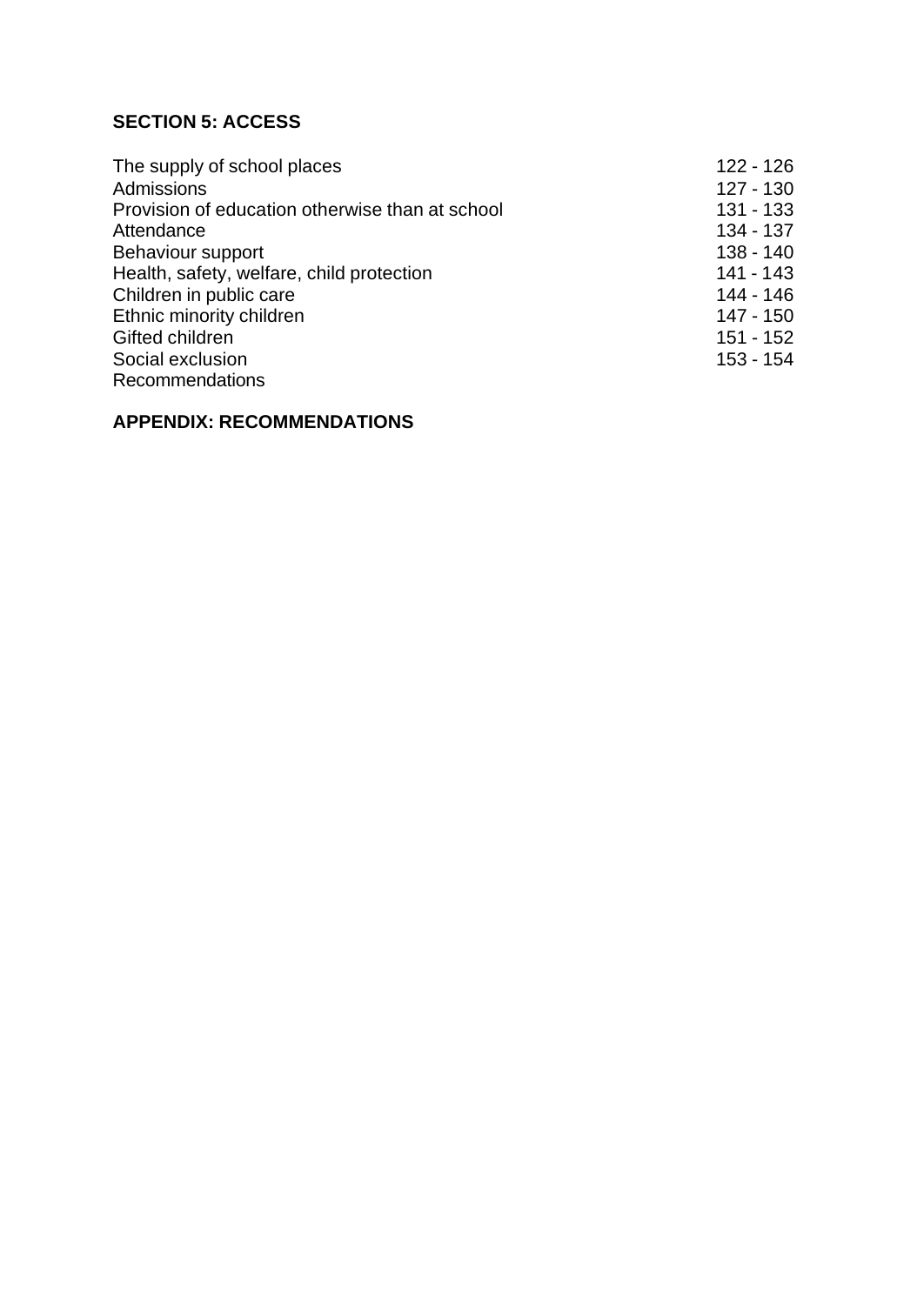**SECTION 5: ACCESS**

| | |
|---|---|
| The supply of school places | 122 - 126 |
| Admissions | 127 - 130 |
| Provision of education otherwise than at school | 131 - 133 |
| Attendance | 134 - 137 |
| Behaviour support | 138 - 140 |
| Health, safety, welfare, child protection | 141 - 143 |
| Children in public care | 144 - 146 |
| Ethnic minority children | 147 - 150 |
| Gifted children | 151 - 152 |
| Social exclusion | 153 - 154 |
| Recommendations | |

**APPENDIX: RECOMMENDATIONS**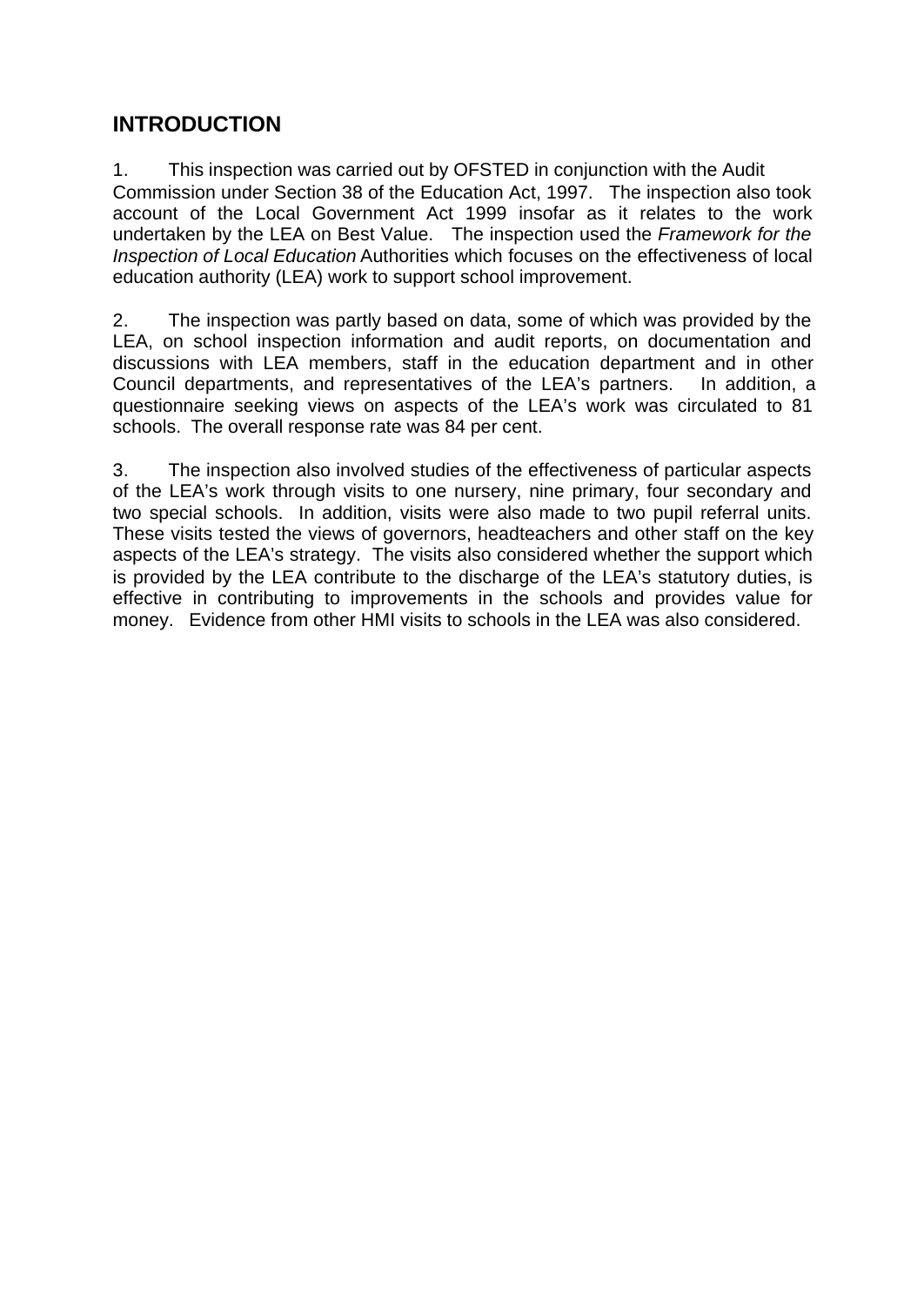## INTRODUCTION

1. This inspection was carried out by OFSTED in conjunction with the Audit Commission under Section 38 of the Education Act, 1997. The inspection also took account of the Local Government Act 1999 insofar as it relates to the work undertaken by the LEA on Best Value. The inspection used the *Framework for the Inspection of Local Education* Authorities which focuses on the effectiveness of local education authority (LEA) work to support school improvement.

2. The inspection was partly based on data, some of which was provided by the LEA, on school inspection information and audit reports, on documentation and discussions with LEA members, staff in the education department and in other Council departments, and representatives of the LEA's partners. In addition, a questionnaire seeking views on aspects of the LEA's work was circulated to 81 schools. The overall response rate was 84 per cent.

3. The inspection also involved studies of the effectiveness of particular aspects of the LEA's work through visits to one nursery, nine primary, four secondary and two special schools. In addition, visits were also made to two pupil referral units. These visits tested the views of governors, headteachers and other staff on the key aspects of the LEA's strategy. The visits also considered whether the support which is provided by the LEA contribute to the discharge of the LEA's statutory duties, is effective in contributing to improvements in the schools and provides value for money. Evidence from other HMI visits to schools in the LEA was also considered.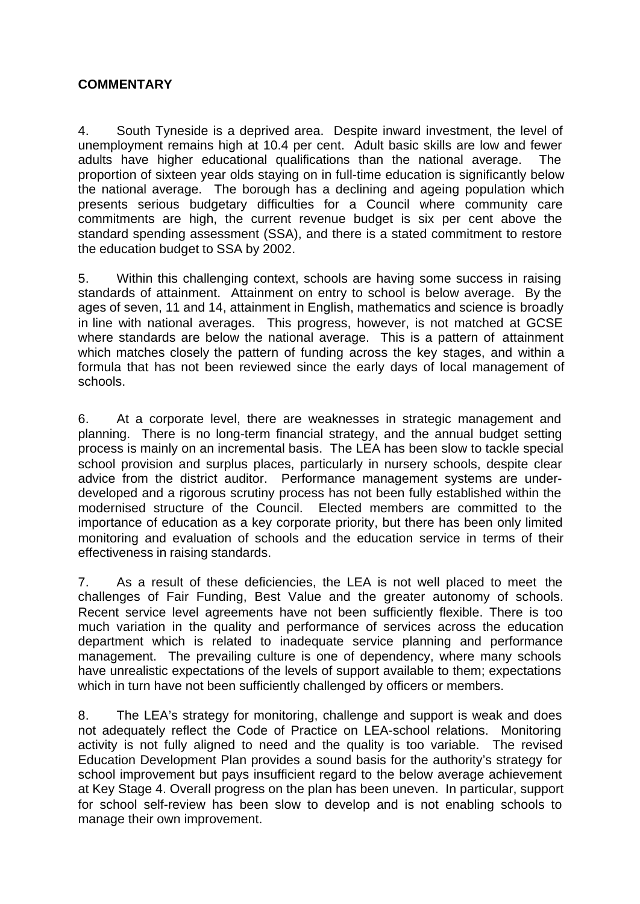**COMMENTARY**

4. South Tyneside is a deprived area. Despite inward investment, the level of unemployment remains high at 10.4 per cent. Adult basic skills are low and fewer adults have higher educational qualifications than the national average. The proportion of sixteen year olds staying on in full-time education is significantly below the national average. The borough has a declining and ageing population which presents serious budgetary difficulties for a Council where community care commitments are high, the current revenue budget is six per cent above the standard spending assessment (SSA), and there is a stated commitment to restore the education budget to SSA by 2002.

5. Within this challenging context, schools are having some success in raising standards of attainment. Attainment on entry to school is below average. By the ages of seven, 11 and 14, attainment in English, mathematics and science is broadly in line with national averages. This progress, however, is not matched at GCSE where standards are below the national average. This is a pattern of attainment which matches closely the pattern of funding across the key stages, and within a formula that has not been reviewed since the early days of local management of schools.

6. At a corporate level, there are weaknesses in strategic management and planning. There is no long-term financial strategy, and the annual budget setting process is mainly on an incremental basis. The LEA has been slow to tackle special school provision and surplus places, particularly in nursery schools, despite clear advice from the district auditor. Performance management systems are under-developed and a rigorous scrutiny process has not been fully established within the modernised structure of the Council. Elected members are committed to the importance of education as a key corporate priority, but there has been only limited monitoring and evaluation of schools and the education service in terms of their effectiveness in raising standards.

7. As a result of these deficiencies, the LEA is not well placed to meet the challenges of Fair Funding, Best Value and the greater autonomy of schools. Recent service level agreements have not been sufficiently flexible. There is too much variation in the quality and performance of services across the education department which is related to inadequate service planning and performance management. The prevailing culture is one of dependency, where many schools have unrealistic expectations of the levels of support available to them; expectations which in turn have not been sufficiently challenged by officers or members.

8. The LEA's strategy for monitoring, challenge and support is weak and does not adequately reflect the Code of Practice on LEA-school relations. Monitoring activity is not fully aligned to need and the quality is too variable. The revised Education Development Plan provides a sound basis for the authority's strategy for school improvement but pays insufficient regard to the below average achievement at Key Stage 4. Overall progress on the plan has been uneven. In particular, support for school self-review has been slow to develop and is not enabling schools to manage their own improvement.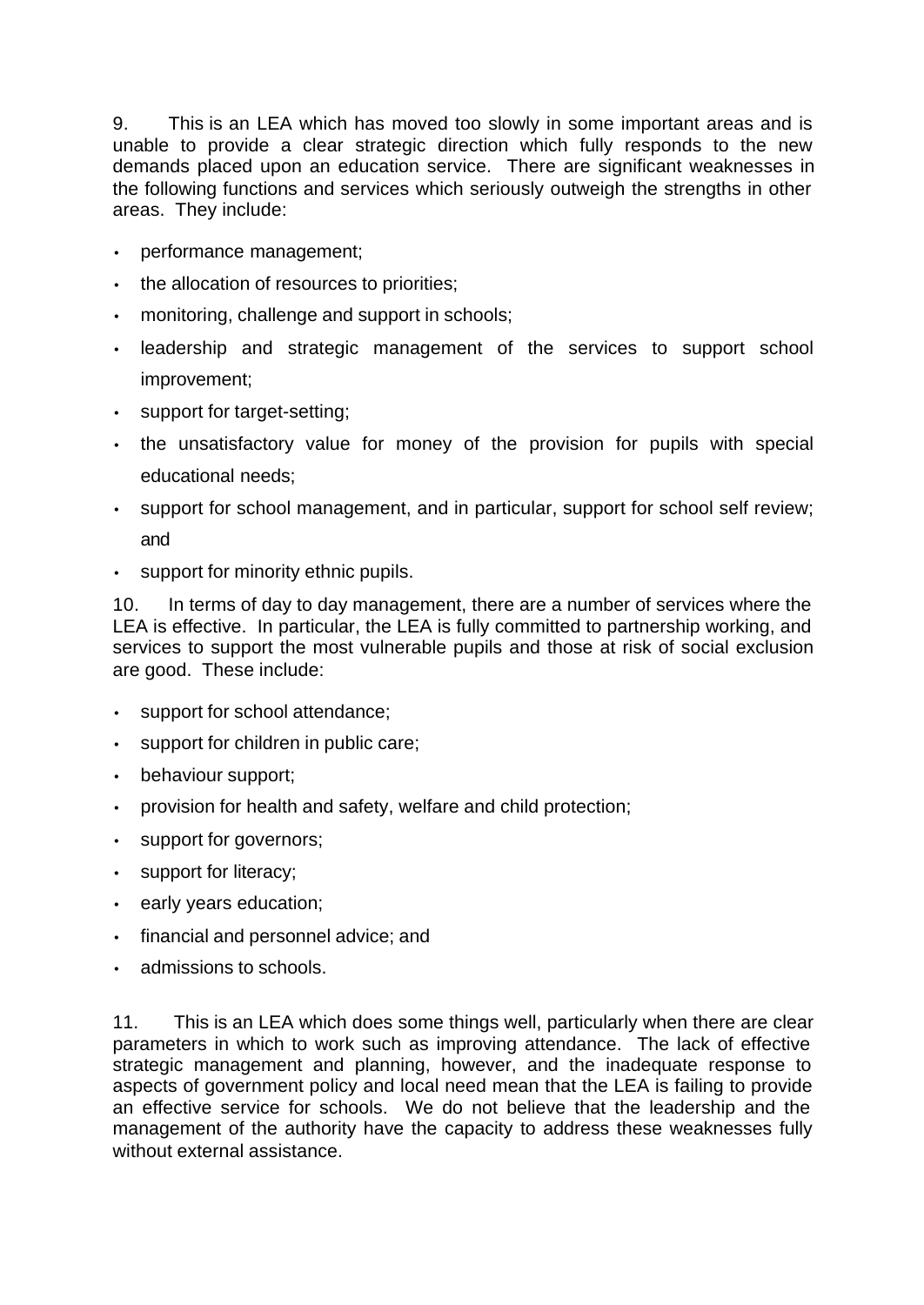9. This is an LEA which has moved too slowly in some important areas and is unable to provide a clear strategic direction which fully responds to the new demands placed upon an education service. There are significant weaknesses in the following functions and services which seriously outweigh the strengths in other areas. They include:

- performance management;
- the allocation of resources to priorities;
- monitoring, challenge and support in schools;
- leadership and strategic management of the services to support school improvement;
- support for target-setting;
- the unsatisfactory value for money of the provision for pupils with special educational needs;
- support for school management, and in particular, support for school self review; and
- support for minority ethnic pupils.

10. In terms of day to day management, there are a number of services where the LEA is effective. In particular, the LEA is fully committed to partnership working, and services to support the most vulnerable pupils and those at risk of social exclusion are good. These include:

- support for school attendance;
- support for children in public care;
- behaviour support;
- provision for health and safety, welfare and child protection;
- support for governors;
- support for literacy;
- early years education;
- financial and personnel advice; and
- admissions to schools.

11. This is an LEA which does some things well, particularly when there are clear parameters in which to work such as improving attendance. The lack of effective strategic management and planning, however, and the inadequate response to aspects of government policy and local need mean that the LEA is failing to provide an effective service for schools. We do not believe that the leadership and the management of the authority have the capacity to address these weaknesses fully without external assistance.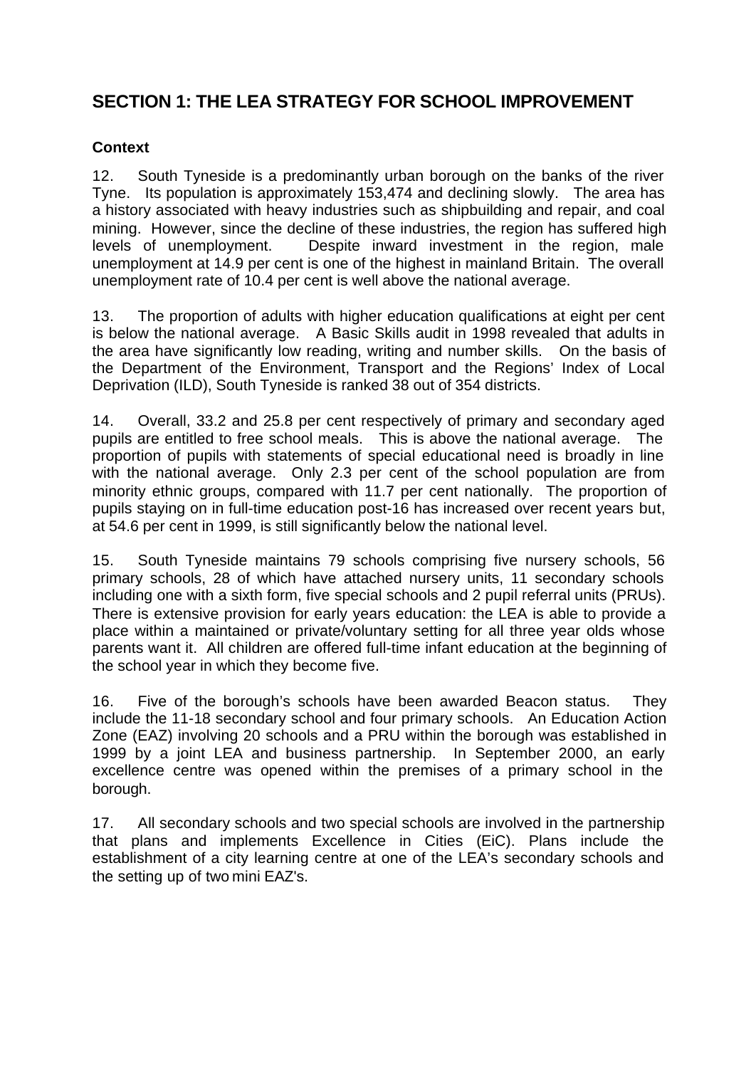## SECTION 1: THE LEA STRATEGY FOR SCHOOL IMPROVEMENT

### Context

12. South Tyneside is a predominantly urban borough on the banks of the river Tyne. Its population is approximately 153,474 and declining slowly. The area has a history associated with heavy industries such as shipbuilding and repair, and coal mining. However, since the decline of these industries, the region has suffered high levels of unemployment. Despite inward investment in the region, male unemployment at 14.9 per cent is one of the highest in mainland Britain. The overall unemployment rate of 10.4 per cent is well above the national average.

13. The proportion of adults with higher education qualifications at eight per cent is below the national average. A Basic Skills audit in 1998 revealed that adults in the area have significantly low reading, writing and number skills. On the basis of the Department of the Environment, Transport and the Regions' Index of Local Deprivation (ILD), South Tyneside is ranked 38 out of 354 districts.

14. Overall, 33.2 and 25.8 per cent respectively of primary and secondary aged pupils are entitled to free school meals. This is above the national average. The proportion of pupils with statements of special educational need is broadly in line with the national average. Only 2.3 per cent of the school population are from minority ethnic groups, compared with 11.7 per cent nationally. The proportion of pupils staying on in full-time education post-16 has increased over recent years but, at 54.6 per cent in 1999, is still significantly below the national level.

15. South Tyneside maintains 79 schools comprising five nursery schools, 56 primary schools, 28 of which have attached nursery units, 11 secondary schools including one with a sixth form, five special schools and 2 pupil referral units (PRUs). There is extensive provision for early years education: the LEA is able to provide a place within a maintained or private/voluntary setting for all three year olds whose parents want it. All children are offered full-time infant education at the beginning of the school year in which they become five.

16. Five of the borough's schools have been awarded Beacon status. They include the 11-18 secondary school and four primary schools. An Education Action Zone (EAZ) involving 20 schools and a PRU within the borough was established in 1999 by a joint LEA and business partnership. In September 2000, an early excellence centre was opened within the premises of a primary school in the borough.

17. All secondary schools and two special schools are involved in the partnership that plans and implements Excellence in Cities (EiC). Plans include the establishment of a city learning centre at one of the LEA's secondary schools and the setting up of two mini EAZ's.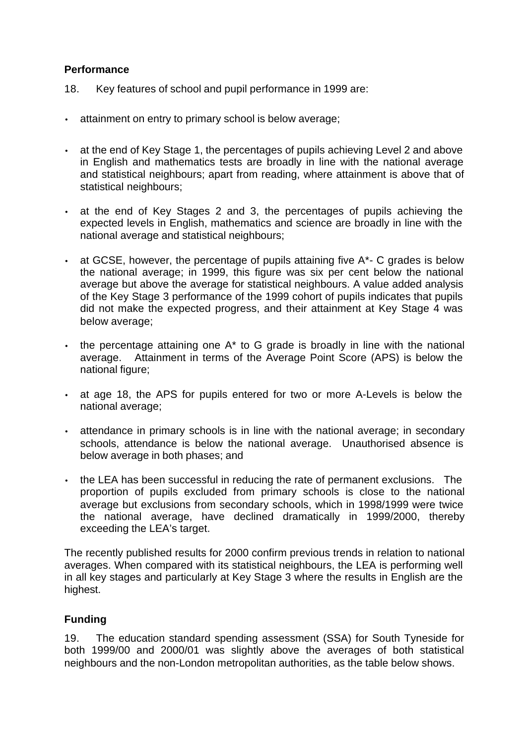## Performance

18. Key features of school and pupil performance in 1999 are:

- attainment on entry to primary school is below average;
- at the end of Key Stage 1, the percentages of pupils achieving Level 2 and above in English and mathematics tests are broadly in line with the national average and statistical neighbours; apart from reading, where attainment is above that of statistical neighbours;
- at the end of Key Stages 2 and 3, the percentages of pupils achieving the expected levels in English, mathematics and science are broadly in line with the national average and statistical neighbours;
- at GCSE, however, the percentage of pupils attaining five A*- C grades is below the national average; in 1999, this figure was six per cent below the national average but above the average for statistical neighbours. A value added analysis of the Key Stage 3 performance of the 1999 cohort of pupils indicates that pupils did not make the expected progress, and their attainment at Key Stage 4 was below average;
- the percentage attaining one A* to G grade is broadly in line with the national average. Attainment in terms of the Average Point Score (APS) is below the national figure;
- at age 18, the APS for pupils entered for two or more A-Levels is below the national average;
- attendance in primary schools is in line with the national average; in secondary schools, attendance is below the national average. Unauthorised absence is below average in both phases; and
- the LEA has been successful in reducing the rate of permanent exclusions. The proportion of pupils excluded from primary schools is close to the national average but exclusions from secondary schools, which in 1998/1999 were twice the national average, have declined dramatically in 1999/2000, thereby exceeding the LEA's target.

The recently published results for 2000 confirm previous trends in relation to national averages. When compared with its statistical neighbours, the LEA is performing well in all key stages and particularly at Key Stage 3 where the results in English are the highest.

## Funding

19. The education standard spending assessment (SSA) for South Tyneside for both 1999/00 and 2000/01 was slightly above the averages of both statistical neighbours and the non-London metropolitan authorities, as the table below shows.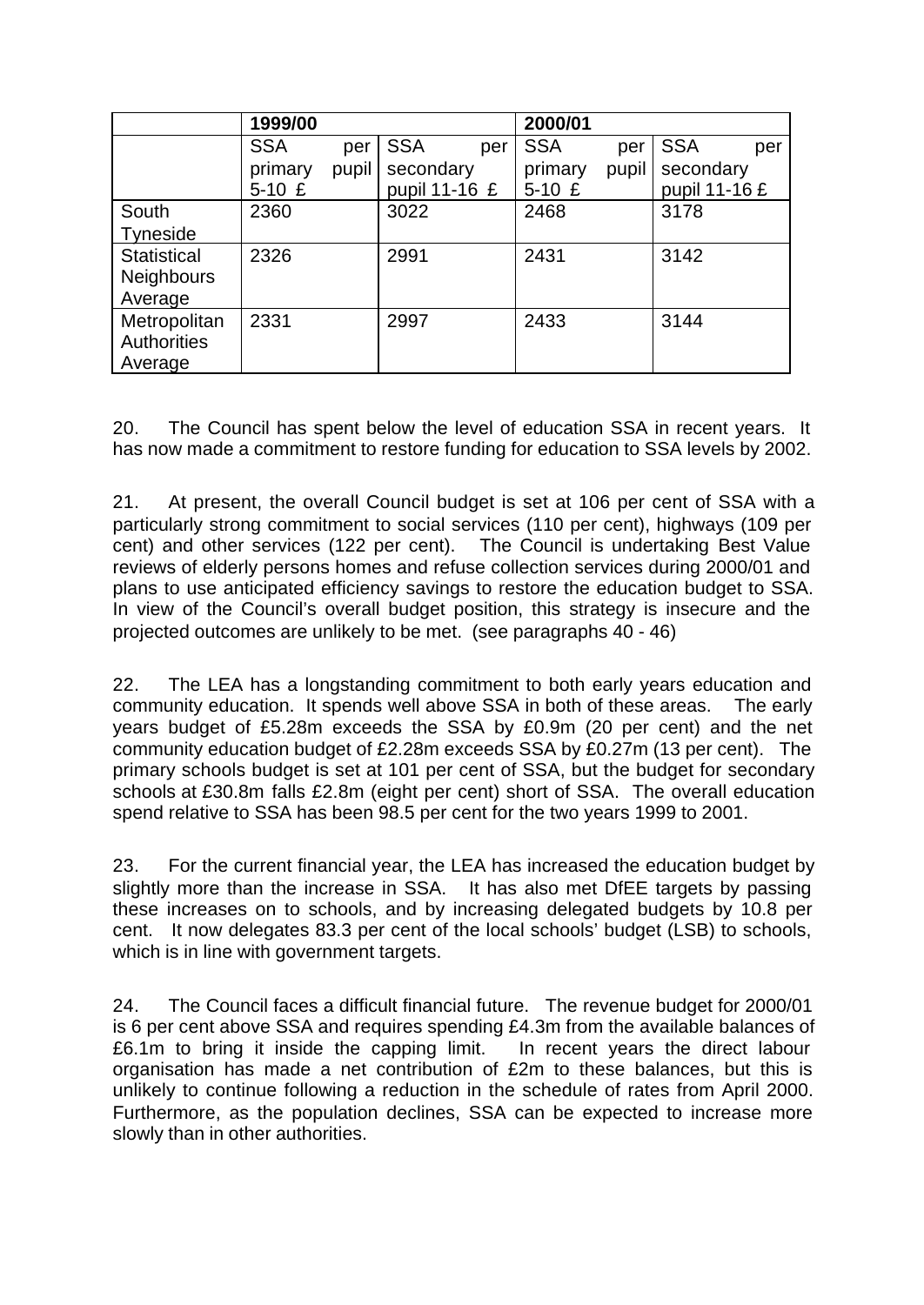| | 1999/00 | | 2000/01 | |
|---|---|---|---|---|
| | SSA per primary pupil 5-10 £ | SSA per secondary pupil 11-16 £ | SSA per primary pupil 5-10 £ | SSA per secondary pupil 11-16 £ |
| South Tyneside | 2360 | 3022 | 2468 | 3178 |
| Statistical Neighbours Average | 2326 | 2991 | 2431 | 3142 |
| Metropolitan Authorities Average | 2331 | 2997 | 2433 | 3144 |

20. The Council has spent below the level of education SSA in recent years. It has now made a commitment to restore funding for education to SSA levels by 2002.

21. At present, the overall Council budget is set at 106 per cent of SSA with a particularly strong commitment to social services (110 per cent), highways (109 per cent) and other services (122 per cent). The Council is undertaking Best Value reviews of elderly persons homes and refuse collection services during 2000/01 and plans to use anticipated efficiency savings to restore the education budget to SSA. In view of the Council's overall budget position, this strategy is insecure and the projected outcomes are unlikely to be met. (see paragraphs 40 - 46)

22. The LEA has a longstanding commitment to both early years education and community education. It spends well above SSA in both of these areas. The early years budget of £5.28m exceeds the SSA by £0.9m (20 per cent) and the net community education budget of £2.28m exceeds SSA by £0.27m (13 per cent). The primary schools budget is set at 101 per cent of SSA, but the budget for secondary schools at £30.8m falls £2.8m (eight per cent) short of SSA. The overall education spend relative to SSA has been 98.5 per cent for the two years 1999 to 2001.

23. For the current financial year, the LEA has increased the education budget by slightly more than the increase in SSA. It has also met DfEE targets by passing these increases on to schools, and by increasing delegated budgets by 10.8 per cent. It now delegates 83.3 per cent of the local schools' budget (LSB) to schools, which is in line with government targets.

24. The Council faces a difficult financial future. The revenue budget for 2000/01 is 6 per cent above SSA and requires spending £4.3m from the available balances of £6.1m to bring it inside the capping limit. In recent years the direct labour organisation has made a net contribution of £2m to these balances, but this is unlikely to continue following a reduction in the schedule of rates from April 2000. Furthermore, as the population declines, SSA can be expected to increase more slowly than in other authorities.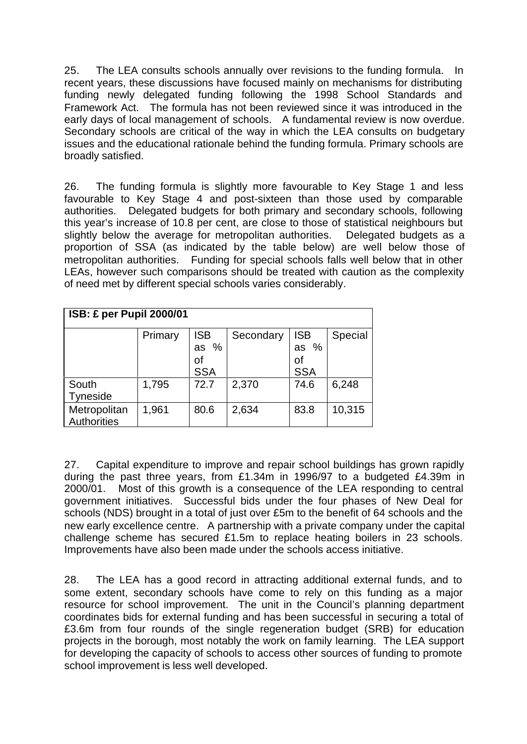25. The LEA consults schools annually over revisions to the funding formula. In recent years, these discussions have focused mainly on mechanisms for distributing funding newly delegated funding following the 1998 School Standards and Framework Act. The formula has not been reviewed since it was introduced in the early days of local management of schools. A fundamental review is now overdue. Secondary schools are critical of the way in which the LEA consults on budgetary issues and the educational rationale behind the funding formula. Primary schools are broadly satisfied.

26. The funding formula is slightly more favourable to Key Stage 1 and less favourable to Key Stage 4 and post-sixteen than those used by comparable authorities. Delegated budgets for both primary and secondary schools, following this year's increase of 10.8 per cent, are close to those of statistical neighbours but slightly below the average for metropolitan authorities. Delegated budgets as a proportion of SSA (as indicated by the table below) are well below those of metropolitan authorities. Funding for special schools falls well below that in other LEAs, however such comparisons should be treated with caution as the complexity of need met by different special schools varies considerably.

| **ISB: £ per Pupil 2000/01** | | | | | |
|---|---|---|---|---|---|
| | Primary | ISB as % of SSA | Secondary | ISB as % of SSA | Special |
| South Tyneside | 1,795 | 72.7 | 2,370 | 74.6 | 6,248 |
| Metropolitan Authorities | 1,961 | 80.6 | 2,634 | 83.8 | 10,315 |

27. Capital expenditure to improve and repair school buildings has grown rapidly during the past three years, from £1.34m in 1996/97 to a budgeted £4.39m in 2000/01. Most of this growth is a consequence of the LEA responding to central government initiatives. Successful bids under the four phases of New Deal for schools (NDS) brought in a total of just over £5m to the benefit of 64 schools and the new early excellence centre. A partnership with a private company under the capital challenge scheme has secured £1.5m to replace heating boilers in 23 schools. Improvements have also been made under the schools access initiative.

28. The LEA has a good record in attracting additional external funds, and to some extent, secondary schools have come to rely on this funding as a major resource for school improvement. The unit in the Council's planning department coordinates bids for external funding and has been successful in securing a total of £3.6m from four rounds of the single regeneration budget (SRB) for education projects in the borough, most notably the work on family learning. The LEA support for developing the capacity of schools to access other sources of funding to promote school improvement is less well developed.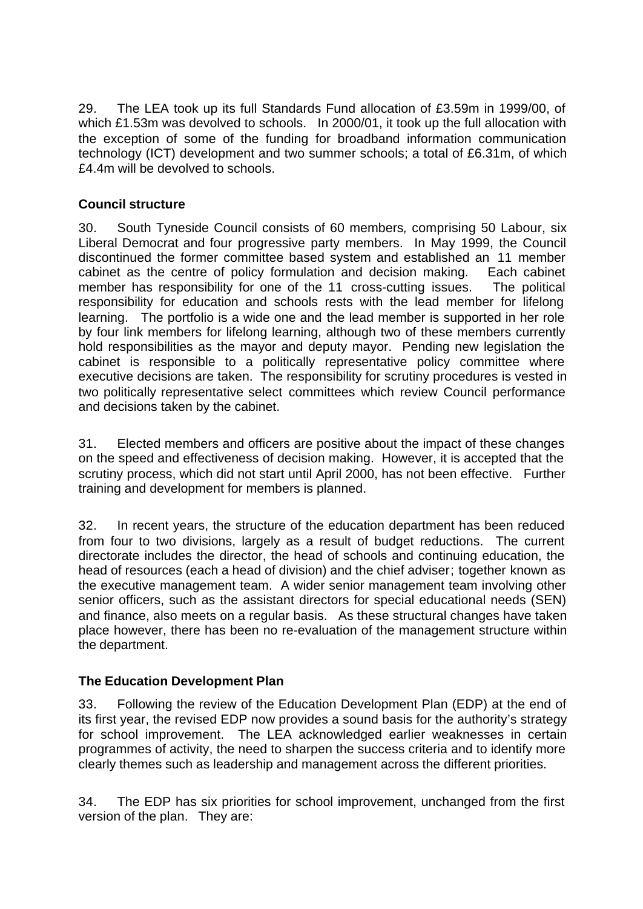29. The LEA took up its full Standards Fund allocation of £3.59m in 1999/00, of which £1.53m was devolved to schools. In 2000/01, it took up the full allocation with the exception of some of the funding for broadband information communication technology (ICT) development and two summer schools; a total of £6.31m, of which £4.4m will be devolved to schools.

**Council structure**

30. South Tyneside Council consists of 60 members, comprising 50 Labour, six Liberal Democrat and four progressive party members. In May 1999, the Council discontinued the former committee based system and established an 11 member cabinet as the centre of policy formulation and decision making. Each cabinet member has responsibility for one of the 11 cross-cutting issues. The political responsibility for education and schools rests with the lead member for lifelong learning. The portfolio is a wide one and the lead member is supported in her role by four link members for lifelong learning, although two of these members currently hold responsibilities as the mayor and deputy mayor. Pending new legislation the cabinet is responsible to a politically representative policy committee where executive decisions are taken. The responsibility for scrutiny procedures is vested in two politically representative select committees which review Council performance and decisions taken by the cabinet.

31. Elected members and officers are positive about the impact of these changes on the speed and effectiveness of decision making. However, it is accepted that the scrutiny process, which did not start until April 2000, has not been effective. Further training and development for members is planned.

32. In recent years, the structure of the education department has been reduced from four to two divisions, largely as a result of budget reductions. The current directorate includes the director, the head of schools and continuing education, the head of resources (each a head of division) and the chief adviser; together known as the executive management team. A wider senior management team involving other senior officers, such as the assistant directors for special educational needs (SEN) and finance, also meets on a regular basis. As these structural changes have taken place however, there has been no re-evaluation of the management structure within the department.

**The Education Development Plan**

33. Following the review of the Education Development Plan (EDP) at the end of its first year, the revised EDP now provides a sound basis for the authority's strategy for school improvement. The LEA acknowledged earlier weaknesses in certain programmes of activity, the need to sharpen the success criteria and to identify more clearly themes such as leadership and management across the different priorities.

34. The EDP has six priorities for school improvement, unchanged from the first version of the plan. They are: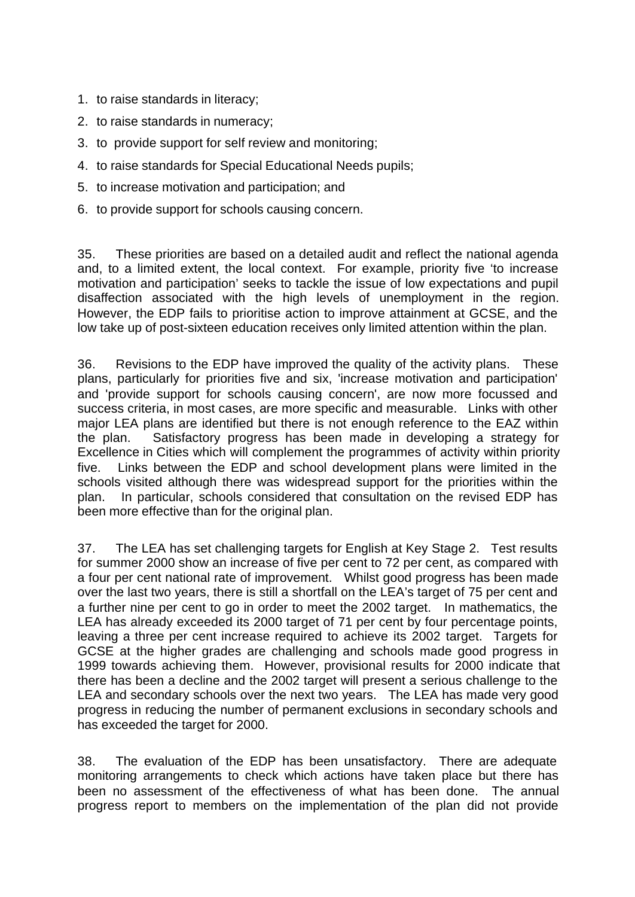1. to raise standards in literacy;
2. to raise standards in numeracy;
3. to provide support for self review and monitoring;
4. to raise standards for Special Educational Needs pupils;
5. to increase motivation and participation; and
6. to provide support for schools causing concern.

35. These priorities are based on a detailed audit and reflect the national agenda and, to a limited extent, the local context. For example, priority five 'to increase motivation and participation' seeks to tackle the issue of low expectations and pupil disaffection associated with the high levels of unemployment in the region. However, the EDP fails to prioritise action to improve attainment at GCSE, and the low take up of post-sixteen education receives only limited attention within the plan.

36. Revisions to the EDP have improved the quality of the activity plans. These plans, particularly for priorities five and six, 'increase motivation and participation' and 'provide support for schools causing concern', are now more focussed and success criteria, in most cases, are more specific and measurable. Links with other major LEA plans are identified but there is not enough reference to the EAZ within the plan. Satisfactory progress has been made in developing a strategy for Excellence in Cities which will complement the programmes of activity within priority five. Links between the EDP and school development plans were limited in the schools visited although there was widespread support for the priorities within the plan. In particular, schools considered that consultation on the revised EDP has been more effective than for the original plan.

37. The LEA has set challenging targets for English at Key Stage 2. Test results for summer 2000 show an increase of five per cent to 72 per cent, as compared with a four per cent national rate of improvement. Whilst good progress has been made over the last two years, there is still a shortfall on the LEA's target of 75 per cent and a further nine per cent to go in order to meet the 2002 target. In mathematics, the LEA has already exceeded its 2000 target of 71 per cent by four percentage points, leaving a three per cent increase required to achieve its 2002 target. Targets for GCSE at the higher grades are challenging and schools made good progress in 1999 towards achieving them. However, provisional results for 2000 indicate that there has been a decline and the 2002 target will present a serious challenge to the LEA and secondary schools over the next two years. The LEA has made very good progress in reducing the number of permanent exclusions in secondary schools and has exceeded the target for 2000.

38. The evaluation of the EDP has been unsatisfactory. There are adequate monitoring arrangements to check which actions have taken place but there has been no assessment of the effectiveness of what has been done. The annual progress report to members on the implementation of the plan did not provide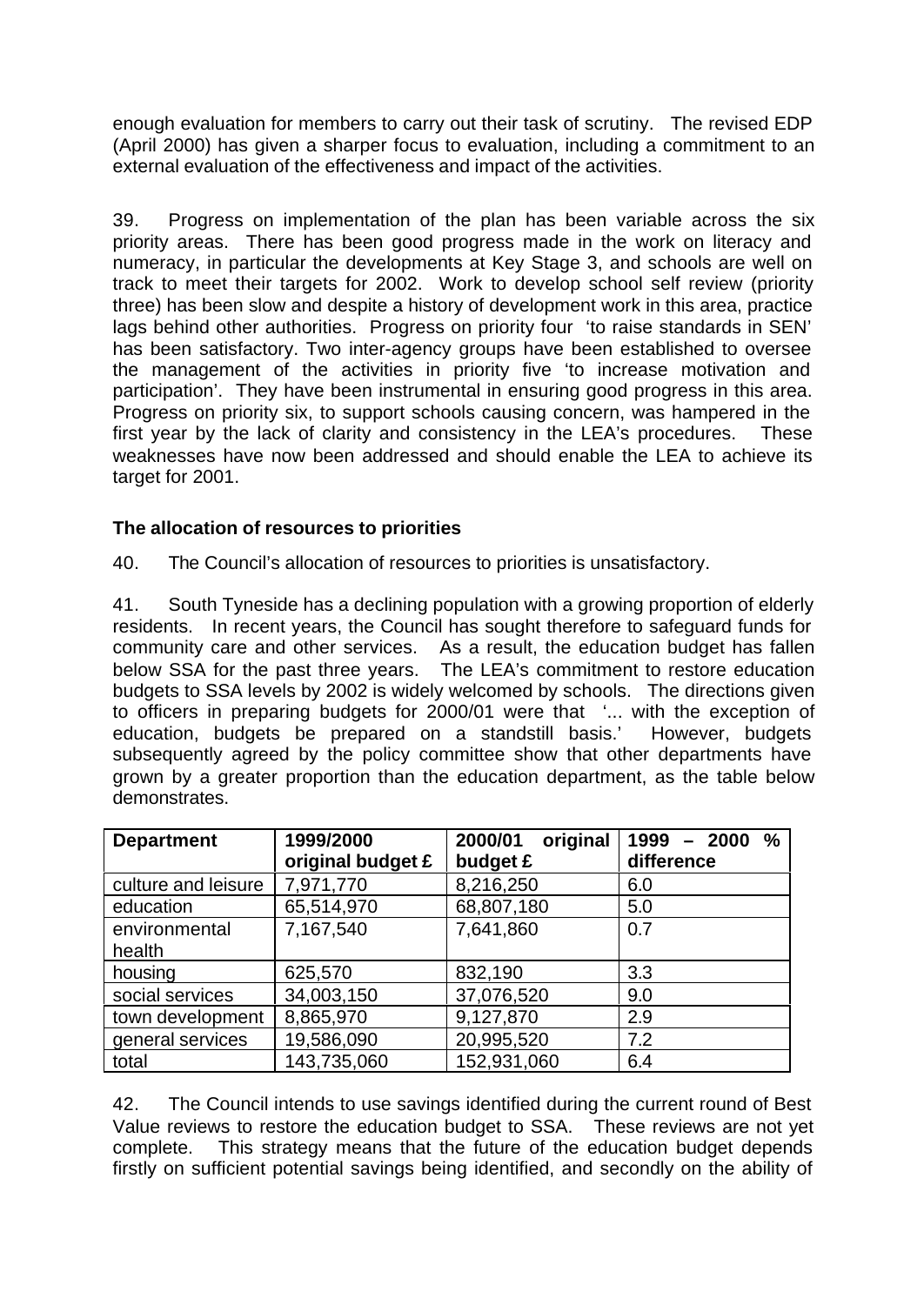enough evaluation for members to carry out their task of scrutiny. The revised EDP (April 2000) has given a sharper focus to evaluation, including a commitment to an external evaluation of the effectiveness and impact of the activities.

39. Progress on implementation of the plan has been variable across the six priority areas. There has been good progress made in the work on literacy and numeracy, in particular the developments at Key Stage 3, and schools are well on track to meet their targets for 2002. Work to develop school self review (priority three) has been slow and despite a history of development work in this area, practice lags behind other authorities. Progress on priority four 'to raise standards in SEN' has been satisfactory. Two inter-agency groups have been established to oversee the management of the activities in priority five 'to increase motivation and participation'. They have been instrumental in ensuring good progress in this area. Progress on priority six, to support schools causing concern, was hampered in the first year by the lack of clarity and consistency in the LEA's procedures. These weaknesses have now been addressed and should enable the LEA to achieve its target for 2001.

**The allocation of resources to priorities**

40. The Council's allocation of resources to priorities is unsatisfactory.

41. South Tyneside has a declining population with a growing proportion of elderly residents. In recent years, the Council has sought therefore to safeguard funds for community care and other services. As a result, the education budget has fallen below SSA for the past three years. The LEA's commitment to restore education budgets to SSA levels by 2002 is widely welcomed by schools. The directions given to officers in preparing budgets for 2000/01 were that '... with the exception of education, budgets be prepared on a standstill basis.' However, budgets subsequently agreed by the policy committee show that other departments have grown by a greater proportion than the education department, as the table below demonstrates.

| Department | 1999/2000 original budget £ | 2000/01 original budget £ | 1999 – 2000 % difference |
|---|---|---|---|
| culture and leisure | 7,971,770 | 8,216,250 | 6.0 |
| education | 65,514,970 | 68,807,180 | 5.0 |
| environmental health | 7,167,540 | 7,641,860 | 0.7 |
| housing | 625,570 | 832,190 | 3.3 |
| social services | 34,003,150 | 37,076,520 | 9.0 |
| town development | 8,865,970 | 9,127,870 | 2.9 |
| general services | 19,586,090 | 20,995,520 | 7.2 |
| total | 143,735,060 | 152,931,060 | 6.4 |

42. The Council intends to use savings identified during the current round of Best Value reviews to restore the education budget to SSA. These reviews are not yet complete. This strategy means that the future of the education budget depends firstly on sufficient potential savings being identified, and secondly on the ability of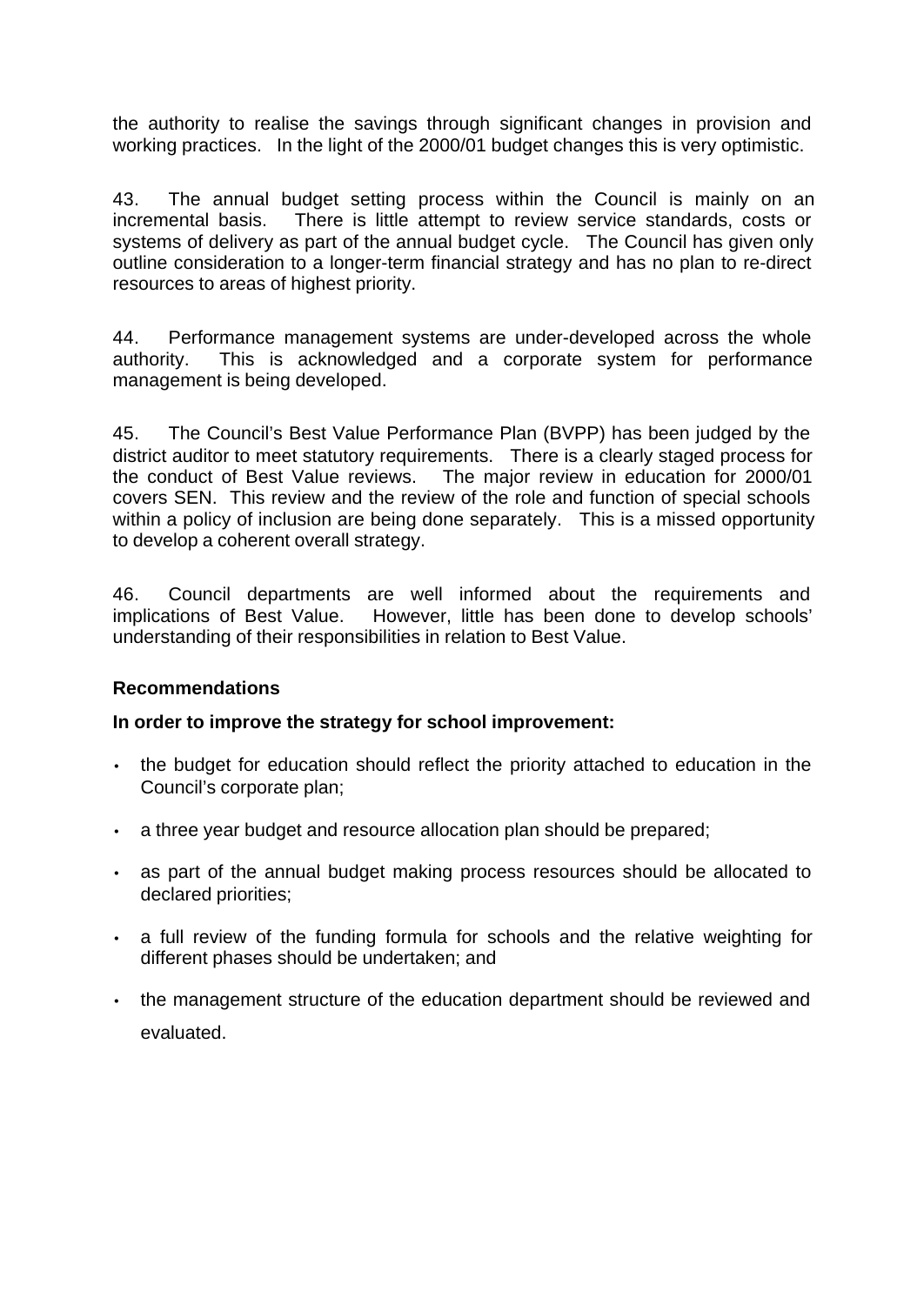the authority to realise the savings through significant changes in provision and working practices. In the light of the 2000/01 budget changes this is very optimistic.

43. The annual budget setting process within the Council is mainly on an incremental basis. There is little attempt to review service standards, costs or systems of delivery as part of the annual budget cycle. The Council has given only outline consideration to a longer-term financial strategy and has no plan to re-direct resources to areas of highest priority.

44. Performance management systems are under-developed across the whole authority. This is acknowledged and a corporate system for performance management is being developed.

45. The Council's Best Value Performance Plan (BVPP) has been judged by the district auditor to meet statutory requirements. There is a clearly staged process for the conduct of Best Value reviews. The major review in education for 2000/01 covers SEN. This review and the review of the role and function of special schools within a policy of inclusion are being done separately. This is a missed opportunity to develop a coherent overall strategy.

46. Council departments are well informed about the requirements and implications of Best Value. However, little has been done to develop schools' understanding of their responsibilities in relation to Best Value.

### Recommendations

**In order to improve the strategy for school improvement:**

- the budget for education should reflect the priority attached to education in the Council's corporate plan;
- a three year budget and resource allocation plan should be prepared;
- as part of the annual budget making process resources should be allocated to declared priorities;
- a full review of the funding formula for schools and the relative weighting for different phases should be undertaken; and
- the management structure of the education department should be reviewed and evaluated.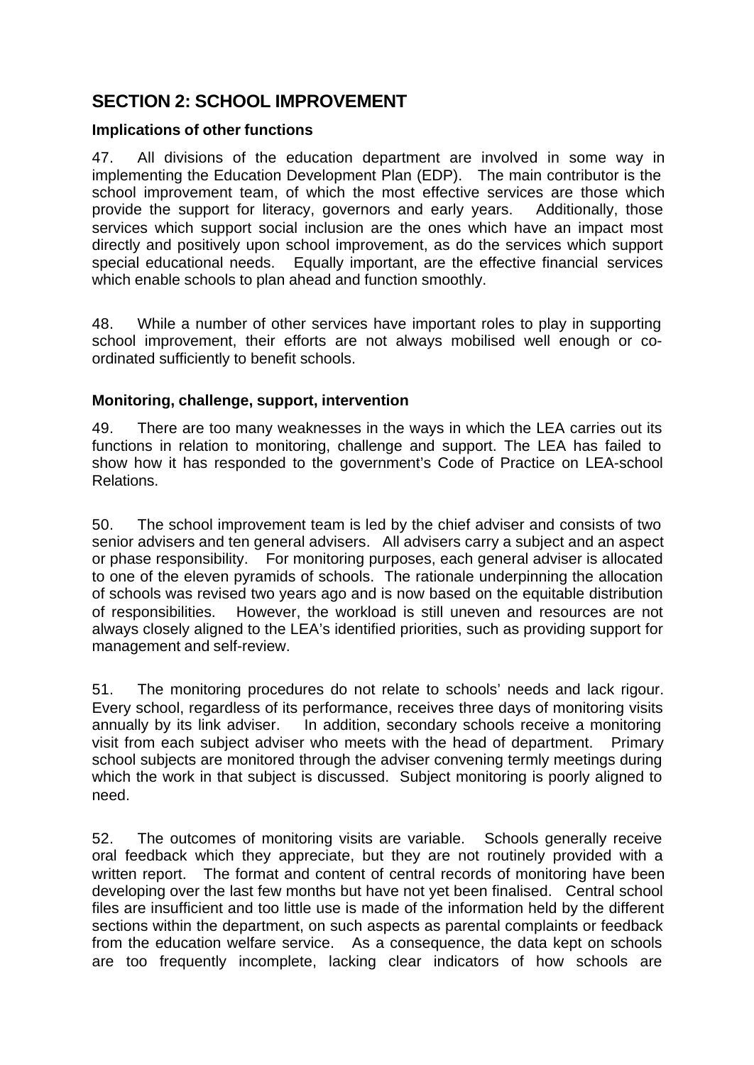## SECTION 2: SCHOOL IMPROVEMENT

### Implications of other functions

47. All divisions of the education department are involved in some way in implementing the Education Development Plan (EDP). The main contributor is the school improvement team, of which the most effective services are those which provide the support for literacy, governors and early years. Additionally, those services which support social inclusion are the ones which have an impact most directly and positively upon school improvement, as do the services which support special educational needs. Equally important, are the effective financial services which enable schools to plan ahead and function smoothly.

48. While a number of other services have important roles to play in supporting school improvement, their efforts are not always mobilised well enough or co-ordinated sufficiently to benefit schools.

### Monitoring, challenge, support, intervention

49. There are too many weaknesses in the ways in which the LEA carries out its functions in relation to monitoring, challenge and support. The LEA has failed to show how it has responded to the government's Code of Practice on LEA-school Relations.

50. The school improvement team is led by the chief adviser and consists of two senior advisers and ten general advisers. All advisers carry a subject and an aspect or phase responsibility. For monitoring purposes, each general adviser is allocated to one of the eleven pyramids of schools. The rationale underpinning the allocation of schools was revised two years ago and is now based on the equitable distribution of responsibilities. However, the workload is still uneven and resources are not always closely aligned to the LEA's identified priorities, such as providing support for management and self-review.

51. The monitoring procedures do not relate to schools' needs and lack rigour. Every school, regardless of its performance, receives three days of monitoring visits annually by its link adviser. In addition, secondary schools receive a monitoring visit from each subject adviser who meets with the head of department. Primary school subjects are monitored through the adviser convening termly meetings during which the work in that subject is discussed. Subject monitoring is poorly aligned to need.

52. The outcomes of monitoring visits are variable. Schools generally receive oral feedback which they appreciate, but they are not routinely provided with a written report. The format and content of central records of monitoring have been developing over the last few months but have not yet been finalised. Central school files are insufficient and too little use is made of the information held by the different sections within the department, on such aspects as parental complaints or feedback from the education welfare service. As a consequence, the data kept on schools are too frequently incomplete, lacking clear indicators of how schools are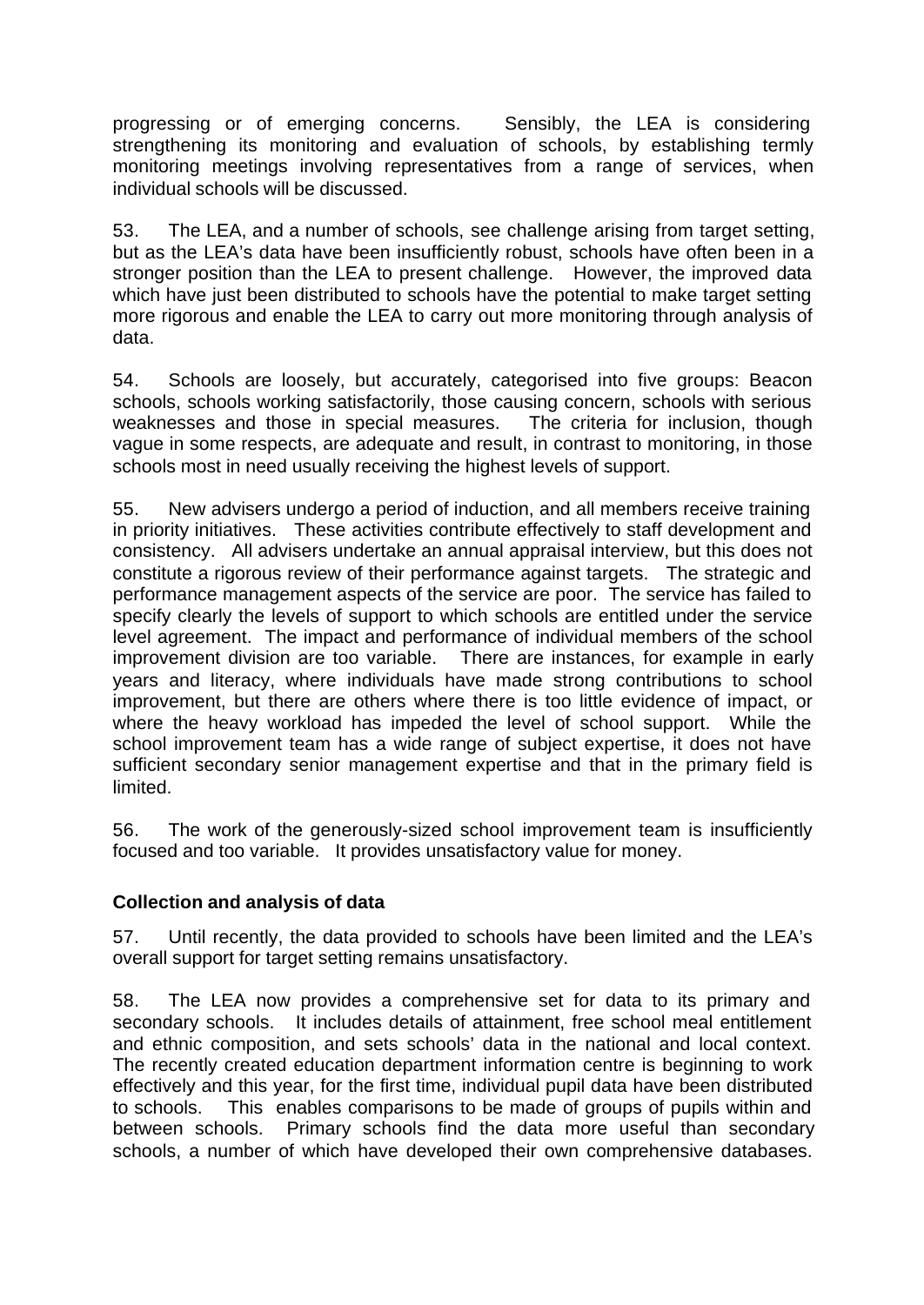progressing or of emerging concerns. Sensibly, the LEA is considering strengthening its monitoring and evaluation of schools, by establishing termly monitoring meetings involving representatives from a range of services, when individual schools will be discussed.

53. The LEA, and a number of schools, see challenge arising from target setting, but as the LEA's data have been insufficiently robust, schools have often been in a stronger position than the LEA to present challenge. However, the improved data which have just been distributed to schools have the potential to make target setting more rigorous and enable the LEA to carry out more monitoring through analysis of data.

54. Schools are loosely, but accurately, categorised into five groups: Beacon schools, schools working satisfactorily, those causing concern, schools with serious weaknesses and those in special measures. The criteria for inclusion, though vague in some respects, are adequate and result, in contrast to monitoring, in those schools most in need usually receiving the highest levels of support.

55. New advisers undergo a period of induction, and all members receive training in priority initiatives. These activities contribute effectively to staff development and consistency. All advisers undertake an annual appraisal interview, but this does not constitute a rigorous review of their performance against targets. The strategic and performance management aspects of the service are poor. The service has failed to specify clearly the levels of support to which schools are entitled under the service level agreement. The impact and performance of individual members of the school improvement division are too variable. There are instances, for example in early years and literacy, where individuals have made strong contributions to school improvement, but there are others where there is too little evidence of impact, or where the heavy workload has impeded the level of school support. While the school improvement team has a wide range of subject expertise, it does not have sufficient secondary senior management expertise and that in the primary field is limited.

56. The work of the generously-sized school improvement team is insufficiently focused and too variable. It provides unsatisfactory value for money.

**Collection and analysis of data**

57. Until recently, the data provided to schools have been limited and the LEA's overall support for target setting remains unsatisfactory.

58. The LEA now provides a comprehensive set for data to its primary and secondary schools. It includes details of attainment, free school meal entitlement and ethnic composition, and sets schools' data in the national and local context. The recently created education department information centre is beginning to work effectively and this year, for the first time, individual pupil data have been distributed to schools. This enables comparisons to be made of groups of pupils within and between schools. Primary schools find the data more useful than secondary schools, a number of which have developed their own comprehensive databases.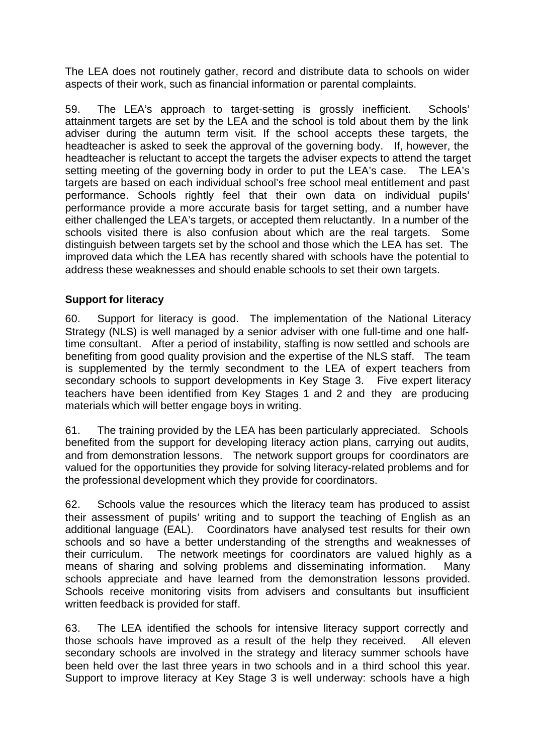The LEA does not routinely gather, record and distribute data to schools on wider aspects of their work, such as financial information or parental complaints.

59. The LEA's approach to target-setting is grossly inefficient. Schools' attainment targets are set by the LEA and the school is told about them by the link adviser during the autumn term visit. If the school accepts these targets, the headteacher is asked to seek the approval of the governing body. If, however, the headteacher is reluctant to accept the targets the adviser expects to attend the target setting meeting of the governing body in order to put the LEA's case. The LEA's targets are based on each individual school's free school meal entitlement and past performance. Schools rightly feel that their own data on individual pupils' performance provide a more accurate basis for target setting, and a number have either challenged the LEA's targets, or accepted them reluctantly. In a number of the schools visited there is also confusion about which are the real targets. Some distinguish between targets set by the school and those which the LEA has set. The improved data which the LEA has recently shared with schools have the potential to address these weaknesses and should enable schools to set their own targets.

**Support for literacy**

60. Support for literacy is good. The implementation of the National Literacy Strategy (NLS) is well managed by a senior adviser with one full-time and one half-time consultant. After a period of instability, staffing is now settled and schools are benefiting from good quality provision and the expertise of the NLS staff. The team is supplemented by the termly secondment to the LEA of expert teachers from secondary schools to support developments in Key Stage 3. Five expert literacy teachers have been identified from Key Stages 1 and 2 and they are producing materials which will better engage boys in writing.

61. The training provided by the LEA has been particularly appreciated. Schools benefited from the support for developing literacy action plans, carrying out audits, and from demonstration lessons. The network support groups for coordinators are valued for the opportunities they provide for solving literacy-related problems and for the professional development which they provide for coordinators.

62. Schools value the resources which the literacy team has produced to assist their assessment of pupils' writing and to support the teaching of English as an additional language (EAL). Coordinators have analysed test results for their own schools and so have a better understanding of the strengths and weaknesses of their curriculum. The network meetings for coordinators are valued highly as a means of sharing and solving problems and disseminating information. Many schools appreciate and have learned from the demonstration lessons provided. Schools receive monitoring visits from advisers and consultants but insufficient written feedback is provided for staff.

63. The LEA identified the schools for intensive literacy support correctly and those schools have improved as a result of the help they received. All eleven secondary schools are involved in the strategy and literacy summer schools have been held over the last three years in two schools and in a third school this year. Support to improve literacy at Key Stage 3 is well underway: schools have a high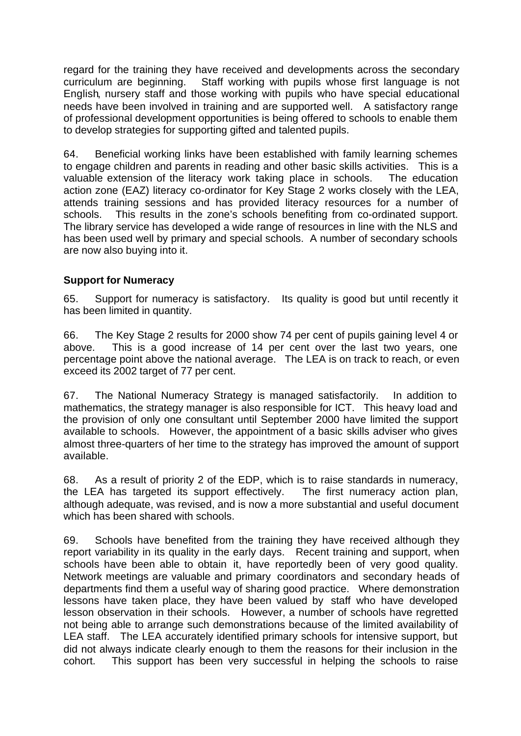regard for the training they have received and developments across the secondary curriculum are beginning. Staff working with pupils whose first language is not English, nursery staff and those working with pupils who have special educational needs have been involved in training and are supported well. A satisfactory range of professional development opportunities is being offered to schools to enable them to develop strategies for supporting gifted and talented pupils.

64. Beneficial working links have been established with family learning schemes to engage children and parents in reading and other basic skills activities. This is a valuable extension of the literacy work taking place in schools. The education action zone (EAZ) literacy co-ordinator for Key Stage 2 works closely with the LEA, attends training sessions and has provided literacy resources for a number of schools. This results in the zone's schools benefiting from co-ordinated support. The library service has developed a wide range of resources in line with the NLS and has been used well by primary and special schools. A number of secondary schools are now also buying into it.

**Support for Numeracy**

65. Support for numeracy is satisfactory. Its quality is good but until recently it has been limited in quantity.

66. The Key Stage 2 results for 2000 show 74 per cent of pupils gaining level 4 or above. This is a good increase of 14 per cent over the last two years, one percentage point above the national average. The LEA is on track to reach, or even exceed its 2002 target of 77 per cent.

67. The National Numeracy Strategy is managed satisfactorily. In addition to mathematics, the strategy manager is also responsible for ICT. This heavy load and the provision of only one consultant until September 2000 have limited the support available to schools. However, the appointment of a basic skills adviser who gives almost three-quarters of her time to the strategy has improved the amount of support available.

68. As a result of priority 2 of the EDP, which is to raise standards in numeracy, the LEA has targeted its support effectively. The first numeracy action plan, although adequate, was revised, and is now a more substantial and useful document which has been shared with schools.

69. Schools have benefited from the training they have received although they report variability in its quality in the early days. Recent training and support, when schools have been able to obtain it, have reportedly been of very good quality. Network meetings are valuable and primary coordinators and secondary heads of departments find them a useful way of sharing good practice. Where demonstration lessons have taken place, they have been valued by staff who have developed lesson observation in their schools. However, a number of schools have regretted not being able to arrange such demonstrations because of the limited availability of LEA staff. The LEA accurately identified primary schools for intensive support, but did not always indicate clearly enough to them the reasons for their inclusion in the cohort. This support has been very successful in helping the schools to raise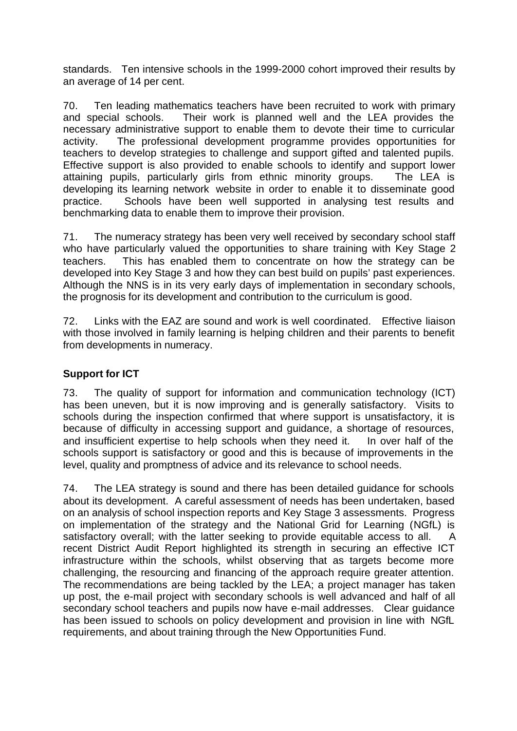standards. Ten intensive schools in the 1999-2000 cohort improved their results by an average of 14 per cent.

70. Ten leading mathematics teachers have been recruited to work with primary and special schools. Their work is planned well and the LEA provides the necessary administrative support to enable them to devote their time to curricular activity. The professional development programme provides opportunities for teachers to develop strategies to challenge and support gifted and talented pupils. Effective support is also provided to enable schools to identify and support lower attaining pupils, particularly girls from ethnic minority groups. The LEA is developing its learning network website in order to enable it to disseminate good practice. Schools have been well supported in analysing test results and benchmarking data to enable them to improve their provision.

71. The numeracy strategy has been very well received by secondary school staff who have particularly valued the opportunities to share training with Key Stage 2 teachers. This has enabled them to concentrate on how the strategy can be developed into Key Stage 3 and how they can best build on pupils' past experiences. Although the NNS is in its very early days of implementation in secondary schools, the prognosis for its development and contribution to the curriculum is good.

72. Links with the EAZ are sound and work is well coordinated. Effective liaison with those involved in family learning is helping children and their parents to benefit from developments in numeracy.

**Support for ICT**

73. The quality of support for information and communication technology (ICT) has been uneven, but it is now improving and is generally satisfactory. Visits to schools during the inspection confirmed that where support is unsatisfactory, it is because of difficulty in accessing support and guidance, a shortage of resources, and insufficient expertise to help schools when they need it. In over half of the schools support is satisfactory or good and this is because of improvements in the level, quality and promptness of advice and its relevance to school needs.

74. The LEA strategy is sound and there has been detailed guidance for schools about its development. A careful assessment of needs has been undertaken, based on an analysis of school inspection reports and Key Stage 3 assessments. Progress on implementation of the strategy and the National Grid for Learning (NGfL) is satisfactory overall; with the latter seeking to provide equitable access to all. A recent District Audit Report highlighted its strength in securing an effective ICT infrastructure within the schools, whilst observing that as targets become more challenging, the resourcing and financing of the approach require greater attention. The recommendations are being tackled by the LEA; a project manager has taken up post, the e-mail project with secondary schools is well advanced and half of all secondary school teachers and pupils now have e-mail addresses. Clear guidance has been issued to schools on policy development and provision in line with NGfL requirements, and about training through the New Opportunities Fund.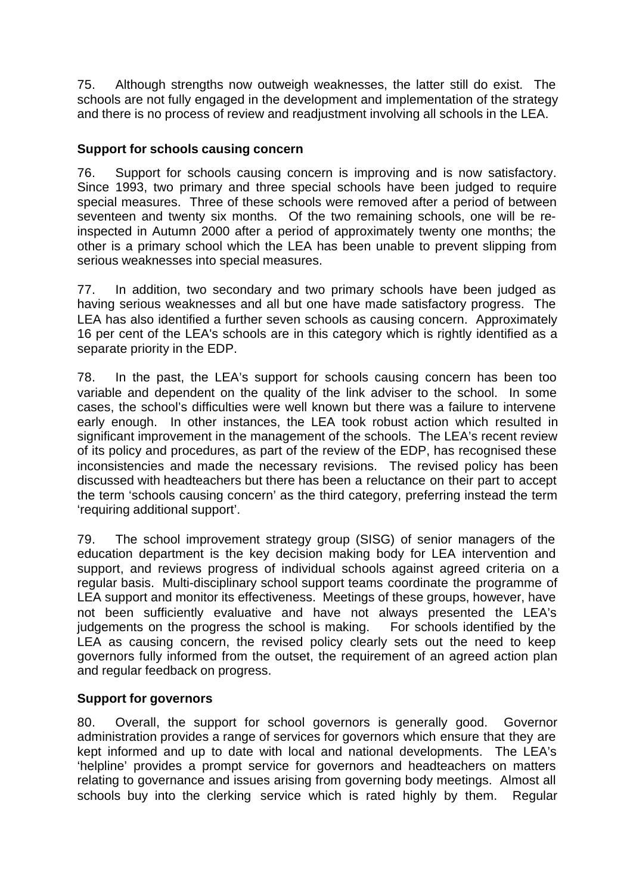75. Although strengths now outweigh weaknesses, the latter still do exist. The schools are not fully engaged in the development and implementation of the strategy and there is no process of review and readjustment involving all schools in the LEA.

### Support for schools causing concern

76. Support for schools causing concern is improving and is now satisfactory. Since 1993, two primary and three special schools have been judged to require special measures. Three of these schools were removed after a period of between seventeen and twenty six months. Of the two remaining schools, one will be re-inspected in Autumn 2000 after a period of approximately twenty one months; the other is a primary school which the LEA has been unable to prevent slipping from serious weaknesses into special measures.

77. In addition, two secondary and two primary schools have been judged as having serious weaknesses and all but one have made satisfactory progress. The LEA has also identified a further seven schools as causing concern. Approximately 16 per cent of the LEA's schools are in this category which is rightly identified as a separate priority in the EDP.

78. In the past, the LEA's support for schools causing concern has been too variable and dependent on the quality of the link adviser to the school. In some cases, the school's difficulties were well known but there was a failure to intervene early enough. In other instances, the LEA took robust action which resulted in significant improvement in the management of the schools. The LEA's recent review of its policy and procedures, as part of the review of the EDP, has recognised these inconsistencies and made the necessary revisions. The revised policy has been discussed with headteachers but there has been a reluctance on their part to accept the term 'schools causing concern' as the third category, preferring instead the term 'requiring additional support'.

79. The school improvement strategy group (SISG) of senior managers of the education department is the key decision making body for LEA intervention and support, and reviews progress of individual schools against agreed criteria on a regular basis. Multi-disciplinary school support teams coordinate the programme of LEA support and monitor its effectiveness. Meetings of these groups, however, have not been sufficiently evaluative and have not always presented the LEA's judgements on the progress the school is making. For schools identified by the LEA as causing concern, the revised policy clearly sets out the need to keep governors fully informed from the outset, the requirement of an agreed action plan and regular feedback on progress.

### Support for governors

80. Overall, the support for school governors is generally good. Governor administration provides a range of services for governors which ensure that they are kept informed and up to date with local and national developments. The LEA's 'helpline' provides a prompt service for governors and headteachers on matters relating to governance and issues arising from governing body meetings. Almost all schools buy into the clerking service which is rated highly by them. Regular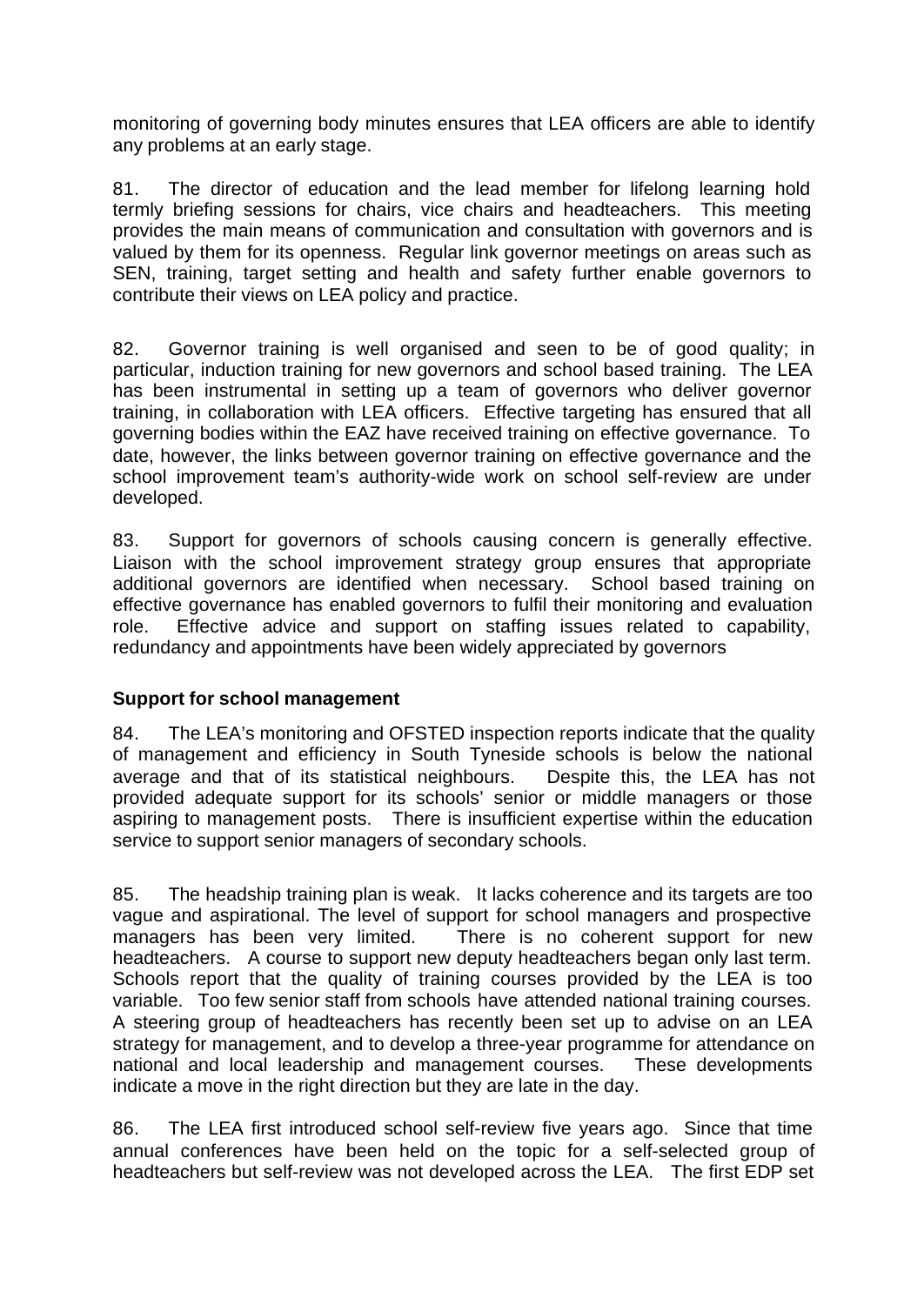monitoring of governing body minutes ensures that LEA officers are able to identify any problems at an early stage.

81. The director of education and the lead member for lifelong learning hold termly briefing sessions for chairs, vice chairs and headteachers. This meeting provides the main means of communication and consultation with governors and is valued by them for its openness. Regular link governor meetings on areas such as SEN, training, target setting and health and safety further enable governors to contribute their views on LEA policy and practice.

82. Governor training is well organised and seen to be of good quality; in particular, induction training for new governors and school based training. The LEA has been instrumental in setting up a team of governors who deliver governor training, in collaboration with LEA officers. Effective targeting has ensured that all governing bodies within the EAZ have received training on effective governance. To date, however, the links between governor training on effective governance and the school improvement team's authority-wide work on school self-review are under developed.

83. Support for governors of schools causing concern is generally effective. Liaison with the school improvement strategy group ensures that appropriate additional governors are identified when necessary. School based training on effective governance has enabled governors to fulfil their monitoring and evaluation role. Effective advice and support on staffing issues related to capability, redundancy and appointments have been widely appreciated by governors

**Support for school management**

84. The LEA's monitoring and OFSTED inspection reports indicate that the quality of management and efficiency in South Tyneside schools is below the national average and that of its statistical neighbours. Despite this, the LEA has not provided adequate support for its schools' senior or middle managers or those aspiring to management posts. There is insufficient expertise within the education service to support senior managers of secondary schools.

85. The headship training plan is weak. It lacks coherence and its targets are too vague and aspirational. The level of support for school managers and prospective managers has been very limited. There is no coherent support for new headteachers. A course to support new deputy headteachers began only last term. Schools report that the quality of training courses provided by the LEA is too variable. Too few senior staff from schools have attended national training courses. A steering group of headteachers has recently been set up to advise on an LEA strategy for management, and to develop a three-year programme for attendance on national and local leadership and management courses. These developments indicate a move in the right direction but they are late in the day.

86. The LEA first introduced school self-review five years ago. Since that time annual conferences have been held on the topic for a self-selected group of headteachers but self-review was not developed across the LEA. The first EDP set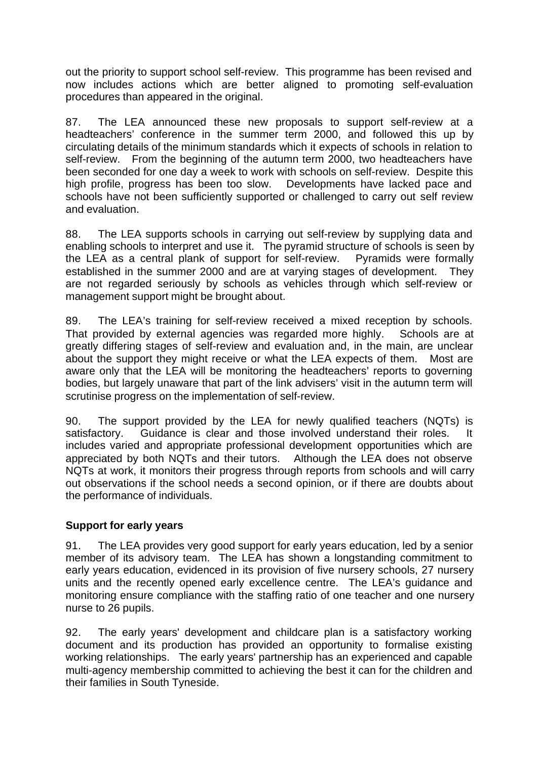out the priority to support school self-review. This programme has been revised and now includes actions which are better aligned to promoting self-evaluation procedures than appeared in the original.

87. The LEA announced these new proposals to support self-review at a headteachers' conference in the summer term 2000, and followed this up by circulating details of the minimum standards which it expects of schools in relation to self-review. From the beginning of the autumn term 2000, two headteachers have been seconded for one day a week to work with schools on self-review. Despite this high profile, progress has been too slow. Developments have lacked pace and schools have not been sufficiently supported or challenged to carry out self review and evaluation.

88. The LEA supports schools in carrying out self-review by supplying data and enabling schools to interpret and use it. The pyramid structure of schools is seen by the LEA as a central plank of support for self-review. Pyramids were formally established in the summer 2000 and are at varying stages of development. They are not regarded seriously by schools as vehicles through which self-review or management support might be brought about.

89. The LEA's training for self-review received a mixed reception by schools. That provided by external agencies was regarded more highly. Schools are at greatly differing stages of self-review and evaluation and, in the main, are unclear about the support they might receive or what the LEA expects of them. Most are aware only that the LEA will be monitoring the headteachers' reports to governing bodies, but largely unaware that part of the link advisers' visit in the autumn term will scrutinise progress on the implementation of self-review.

90. The support provided by the LEA for newly qualified teachers (NQTs) is satisfactory. Guidance is clear and those involved understand their roles. It includes varied and appropriate professional development opportunities which are appreciated by both NQTs and their tutors. Although the LEA does not observe NQTs at work, it monitors their progress through reports from schools and will carry out observations if the school needs a second opinion, or if there are doubts about the performance of individuals.

**Support for early years**

91. The LEA provides very good support for early years education, led by a senior member of its advisory team. The LEA has shown a longstanding commitment to early years education, evidenced in its provision of five nursery schools, 27 nursery units and the recently opened early excellence centre. The LEA's guidance and monitoring ensure compliance with the staffing ratio of one teacher and one nursery nurse to 26 pupils.

92. The early years' development and childcare plan is a satisfactory working document and its production has provided an opportunity to formalise existing working relationships. The early years' partnership has an experienced and capable multi-agency membership committed to achieving the best it can for the children and their families in South Tyneside.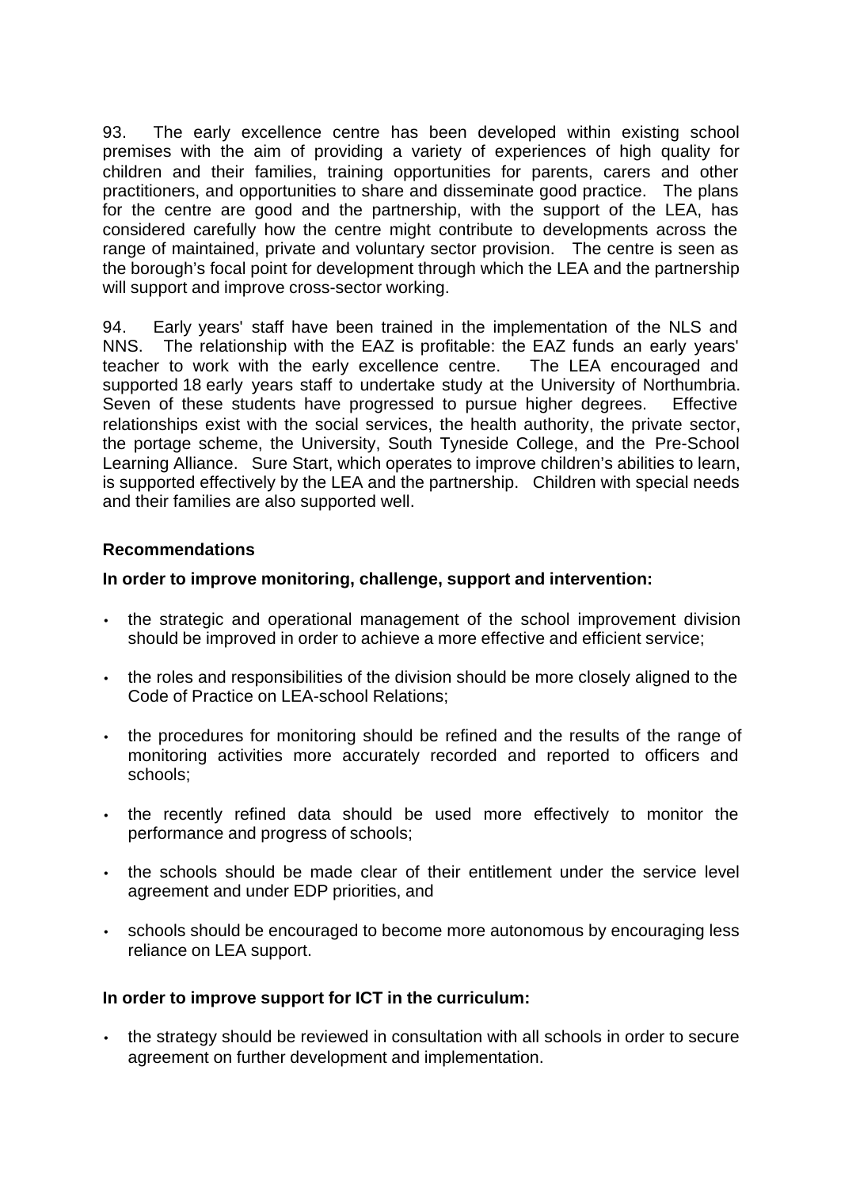93. The early excellence centre has been developed within existing school premises with the aim of providing a variety of experiences of high quality for children and their families, training opportunities for parents, carers and other practitioners, and opportunities to share and disseminate good practice. The plans for the centre are good and the partnership, with the support of the LEA, has considered carefully how the centre might contribute to developments across the range of maintained, private and voluntary sector provision. The centre is seen as the borough's focal point for development through which the LEA and the partnership will support and improve cross-sector working.

94. Early years' staff have been trained in the implementation of the NLS and NNS. The relationship with the EAZ is profitable: the EAZ funds an early years' teacher to work with the early excellence centre. The LEA encouraged and supported 18 early years staff to undertake study at the University of Northumbria. Seven of these students have progressed to pursue higher degrees. Effective relationships exist with the social services, the health authority, the private sector, the portage scheme, the University, South Tyneside College, and the Pre-School Learning Alliance. Sure Start, which operates to improve children's abilities to learn, is supported effectively by the LEA and the partnership. Children with special needs and their families are also supported well.

**Recommendations**

**In order to improve monitoring, challenge, support and intervention:**

- the strategic and operational management of the school improvement division should be improved in order to achieve a more effective and efficient service;
- the roles and responsibilities of the division should be more closely aligned to the Code of Practice on LEA-school Relations;
- the procedures for monitoring should be refined and the results of the range of monitoring activities more accurately recorded and reported to officers and schools;
- the recently refined data should be used more effectively to monitor the performance and progress of schools;
- the schools should be made clear of their entitlement under the service level agreement and under EDP priorities, and
- schools should be encouraged to become more autonomous by encouraging less reliance on LEA support.

**In order to improve support for ICT in the curriculum:**

- the strategy should be reviewed in consultation with all schools in order to secure agreement on further development and implementation.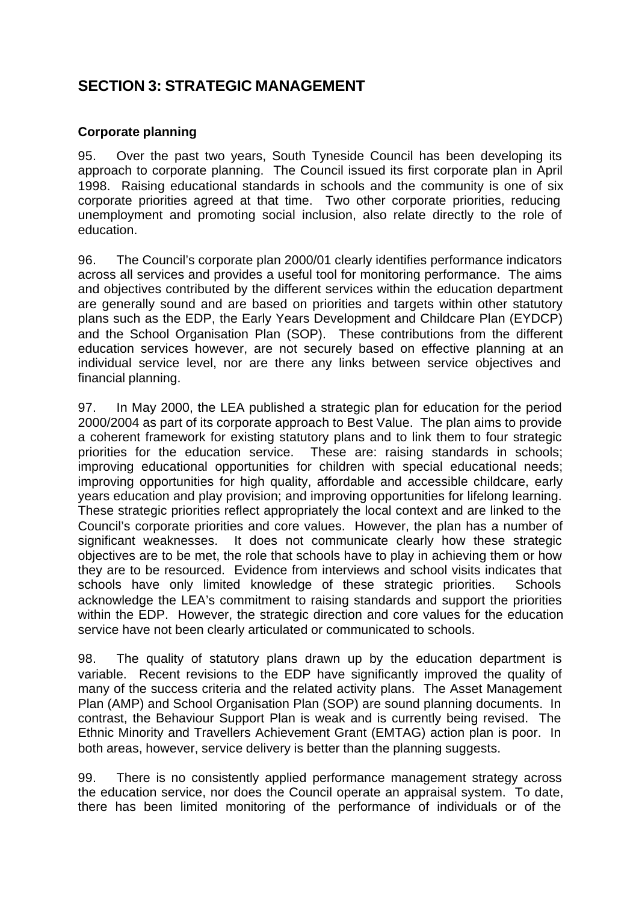## SECTION 3: STRATEGIC MANAGEMENT

### Corporate planning

95. Over the past two years, South Tyneside Council has been developing its approach to corporate planning. The Council issued its first corporate plan in April 1998. Raising educational standards in schools and the community is one of six corporate priorities agreed at that time. Two other corporate priorities, reducing unemployment and promoting social inclusion, also relate directly to the role of education.

96. The Council's corporate plan 2000/01 clearly identifies performance indicators across all services and provides a useful tool for monitoring performance. The aims and objectives contributed by the different services within the education department are generally sound and are based on priorities and targets within other statutory plans such as the EDP, the Early Years Development and Childcare Plan (EYDCP) and the School Organisation Plan (SOP). These contributions from the different education services however, are not securely based on effective planning at an individual service level, nor are there any links between service objectives and financial planning.

97. In May 2000, the LEA published a strategic plan for education for the period 2000/2004 as part of its corporate approach to Best Value. The plan aims to provide a coherent framework for existing statutory plans and to link them to four strategic priorities for the education service. These are: raising standards in schools; improving educational opportunities for children with special educational needs; improving opportunities for high quality, affordable and accessible childcare, early years education and play provision; and improving opportunities for lifelong learning. These strategic priorities reflect appropriately the local context and are linked to the Council's corporate priorities and core values. However, the plan has a number of significant weaknesses. It does not communicate clearly how these strategic objectives are to be met, the role that schools have to play in achieving them or how they are to be resourced. Evidence from interviews and school visits indicates that schools have only limited knowledge of these strategic priorities. Schools acknowledge the LEA's commitment to raising standards and support the priorities within the EDP. However, the strategic direction and core values for the education service have not been clearly articulated or communicated to schools.

98. The quality of statutory plans drawn up by the education department is variable. Recent revisions to the EDP have significantly improved the quality of many of the success criteria and the related activity plans. The Asset Management Plan (AMP) and School Organisation Plan (SOP) are sound planning documents. In contrast, the Behaviour Support Plan is weak and is currently being revised. The Ethnic Minority and Travellers Achievement Grant (EMTAG) action plan is poor. In both areas, however, service delivery is better than the planning suggests.

99. There is no consistently applied performance management strategy across the education service, nor does the Council operate an appraisal system. To date, there has been limited monitoring of the performance of individuals or of the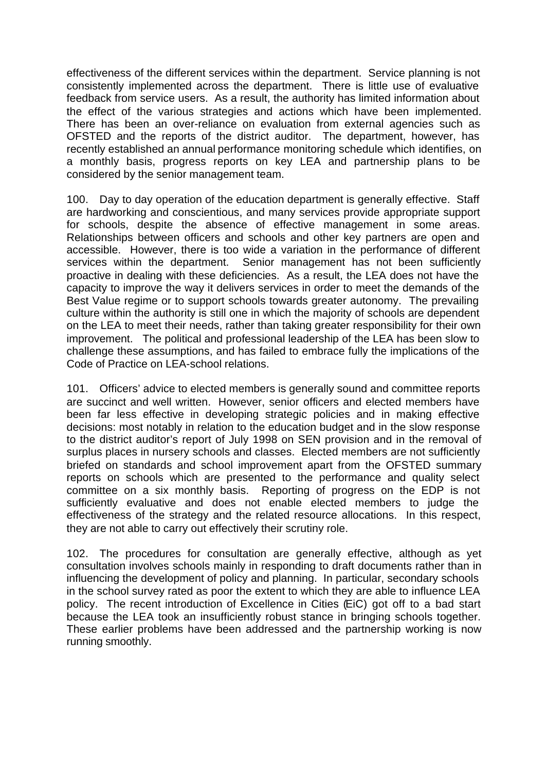effectiveness of the different services within the department. Service planning is not consistently implemented across the department. There is little use of evaluative feedback from service users. As a result, the authority has limited information about the effect of the various strategies and actions which have been implemented. There has been an over-reliance on evaluation from external agencies such as OFSTED and the reports of the district auditor. The department, however, has recently established an annual performance monitoring schedule which identifies, on a monthly basis, progress reports on key LEA and partnership plans to be considered by the senior management team.

100. Day to day operation of the education department is generally effective. Staff are hardworking and conscientious, and many services provide appropriate support for schools, despite the absence of effective management in some areas. Relationships between officers and schools and other key partners are open and accessible. However, there is too wide a variation in the performance of different services within the department. Senior management has not been sufficiently proactive in dealing with these deficiencies. As a result, the LEA does not have the capacity to improve the way it delivers services in order to meet the demands of the Best Value regime or to support schools towards greater autonomy. The prevailing culture within the authority is still one in which the majority of schools are dependent on the LEA to meet their needs, rather than taking greater responsibility for their own improvement. The political and professional leadership of the LEA has been slow to challenge these assumptions, and has failed to embrace fully the implications of the Code of Practice on LEA-school relations.

101. Officers' advice to elected members is generally sound and committee reports are succinct and well written. However, senior officers and elected members have been far less effective in developing strategic policies and in making effective decisions: most notably in relation to the education budget and in the slow response to the district auditor's report of July 1998 on SEN provision and in the removal of surplus places in nursery schools and classes. Elected members are not sufficiently briefed on standards and school improvement apart from the OFSTED summary reports on schools which are presented to the performance and quality select committee on a six monthly basis. Reporting of progress on the EDP is not sufficiently evaluative and does not enable elected members to judge the effectiveness of the strategy and the related resource allocations. In this respect, they are not able to carry out effectively their scrutiny role.

102. The procedures for consultation are generally effective, although as yet consultation involves schools mainly in responding to draft documents rather than in influencing the development of policy and planning. In particular, secondary schools in the school survey rated as poor the extent to which they are able to influence LEA policy. The recent introduction of Excellence in Cities (EiC) got off to a bad start because the LEA took an insufficiently robust stance in bringing schools together. These earlier problems have been addressed and the partnership working is now running smoothly.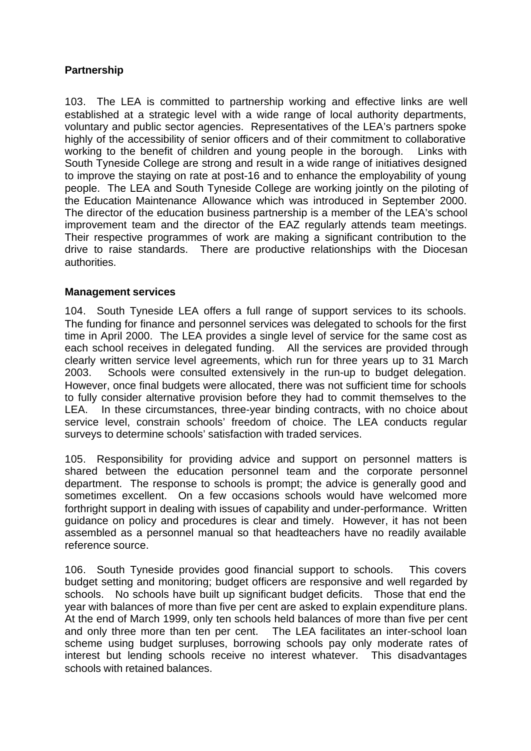**Partnership**

103. The LEA is committed to partnership working and effective links are well established at a strategic level with a wide range of local authority departments, voluntary and public sector agencies. Representatives of the LEA's partners spoke highly of the accessibility of senior officers and of their commitment to collaborative working to the benefit of children and young people in the borough. Links with South Tyneside College are strong and result in a wide range of initiatives designed to improve the staying on rate at post-16 and to enhance the employability of young people. The LEA and South Tyneside College are working jointly on the piloting of the Education Maintenance Allowance which was introduced in September 2000. The director of the education business partnership is a member of the LEA's school improvement team and the director of the EAZ regularly attends team meetings. Their respective programmes of work are making a significant contribution to the drive to raise standards. There are productive relationships with the Diocesan authorities.

**Management services**

104. South Tyneside LEA offers a full range of support services to its schools. The funding for finance and personnel services was delegated to schools for the first time in April 2000. The LEA provides a single level of service for the same cost as each school receives in delegated funding. All the services are provided through clearly written service level agreements, which run for three years up to 31 March 2003. Schools were consulted extensively in the run-up to budget delegation. However, once final budgets were allocated, there was not sufficient time for schools to fully consider alternative provision before they had to commit themselves to the LEA. In these circumstances, three-year binding contracts, with no choice about service level, constrain schools' freedom of choice. The LEA conducts regular surveys to determine schools' satisfaction with traded services.

105. Responsibility for providing advice and support on personnel matters is shared between the education personnel team and the corporate personnel department. The response to schools is prompt; the advice is generally good and sometimes excellent. On a few occasions schools would have welcomed more forthright support in dealing with issues of capability and under-performance. Written guidance on policy and procedures is clear and timely. However, it has not been assembled as a personnel manual so that headteachers have no readily available reference source.

106. South Tyneside provides good financial support to schools. This covers budget setting and monitoring; budget officers are responsive and well regarded by schools. No schools have built up significant budget deficits. Those that end the year with balances of more than five per cent are asked to explain expenditure plans. At the end of March 1999, only ten schools held balances of more than five per cent and only three more than ten per cent. The LEA facilitates an inter-school loan scheme using budget surpluses, borrowing schools pay only moderate rates of interest but lending schools receive no interest whatever. This disadvantages schools with retained balances.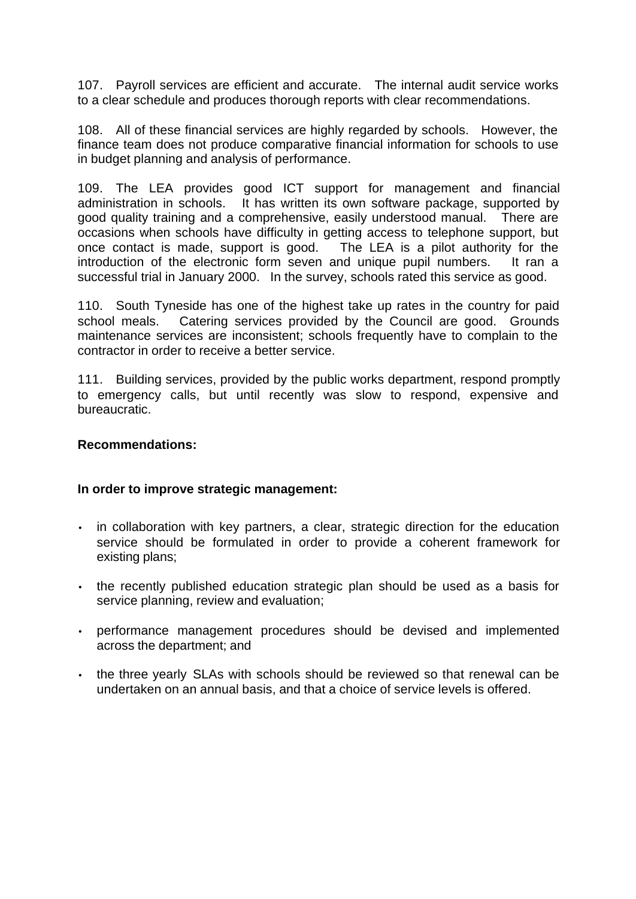107. Payroll services are efficient and accurate. The internal audit service works to a clear schedule and produces thorough reports with clear recommendations.

108. All of these financial services are highly regarded by schools. However, the finance team does not produce comparative financial information for schools to use in budget planning and analysis of performance.

109. The LEA provides good ICT support for management and financial administration in schools. It has written its own software package, supported by good quality training and a comprehensive, easily understood manual. There are occasions when schools have difficulty in getting access to telephone support, but once contact is made, support is good. The LEA is a pilot authority for the introduction of the electronic form seven and unique pupil numbers. It ran a successful trial in January 2000. In the survey, schools rated this service as good.

110. South Tyneside has one of the highest take up rates in the country for paid school meals. Catering services provided by the Council are good. Grounds maintenance services are inconsistent; schools frequently have to complain to the contractor in order to receive a better service.

111. Building services, provided by the public works department, respond promptly to emergency calls, but until recently was slow to respond, expensive and bureaucratic.

**Recommendations:**

**In order to improve strategic management:**

- in collaboration with key partners, a clear, strategic direction for the education service should be formulated in order to provide a coherent framework for existing plans;
- the recently published education strategic plan should be used as a basis for service planning, review and evaluation;
- performance management procedures should be devised and implemented across the department; and
- the three yearly SLAs with schools should be reviewed so that renewal can be undertaken on an annual basis, and that a choice of service levels is offered.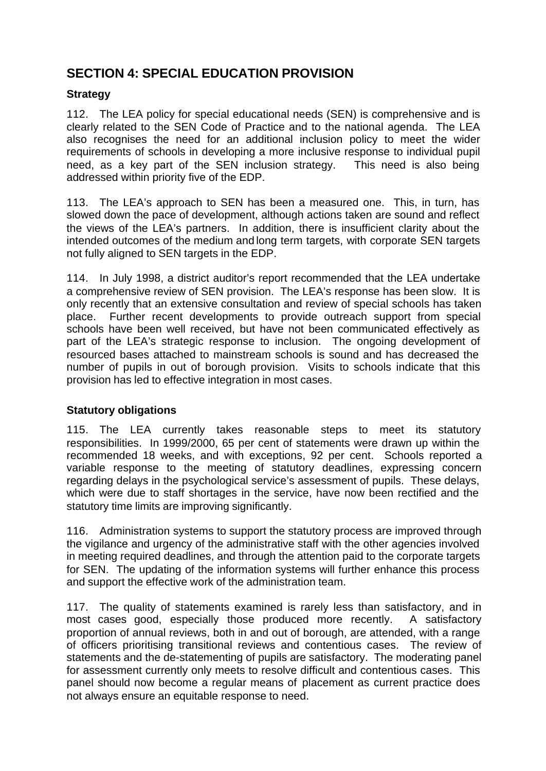## SECTION 4: SPECIAL EDUCATION PROVISION

### Strategy

112. The LEA policy for special educational needs (SEN) is comprehensive and is clearly related to the SEN Code of Practice and to the national agenda. The LEA also recognises the need for an additional inclusion policy to meet the wider requirements of schools in developing a more inclusive response to individual pupil need, as a key part of the SEN inclusion strategy. This need is also being addressed within priority five of the EDP.

113. The LEA's approach to SEN has been a measured one. This, in turn, has slowed down the pace of development, although actions taken are sound and reflect the views of the LEA's partners. In addition, there is insufficient clarity about the intended outcomes of the medium and long term targets, with corporate SEN targets not fully aligned to SEN targets in the EDP.

114. In July 1998, a district auditor's report recommended that the LEA undertake a comprehensive review of SEN provision. The LEA's response has been slow. It is only recently that an extensive consultation and review of special schools has taken place. Further recent developments to provide outreach support from special schools have been well received, but have not been communicated effectively as part of the LEA's strategic response to inclusion. The ongoing development of resourced bases attached to mainstream schools is sound and has decreased the number of pupils in out of borough provision. Visits to schools indicate that this provision has led to effective integration in most cases.

### Statutory obligations

115. The LEA currently takes reasonable steps to meet its statutory responsibilities. In 1999/2000, 65 per cent of statements were drawn up within the recommended 18 weeks, and with exceptions, 92 per cent. Schools reported a variable response to the meeting of statutory deadlines, expressing concern regarding delays in the psychological service's assessment of pupils. These delays, which were due to staff shortages in the service, have now been rectified and the statutory time limits are improving significantly.

116. Administration systems to support the statutory process are improved through the vigilance and urgency of the administrative staff with the other agencies involved in meeting required deadlines, and through the attention paid to the corporate targets for SEN. The updating of the information systems will further enhance this process and support the effective work of the administration team.

117. The quality of statements examined is rarely less than satisfactory, and in most cases good, especially those produced more recently. A satisfactory proportion of annual reviews, both in and out of borough, are attended, with a range of officers prioritising transitional reviews and contentious cases. The review of statements and the de-statementing of pupils are satisfactory. The moderating panel for assessment currently only meets to resolve difficult and contentious cases. This panel should now become a regular means of placement as current practice does not always ensure an equitable response to need.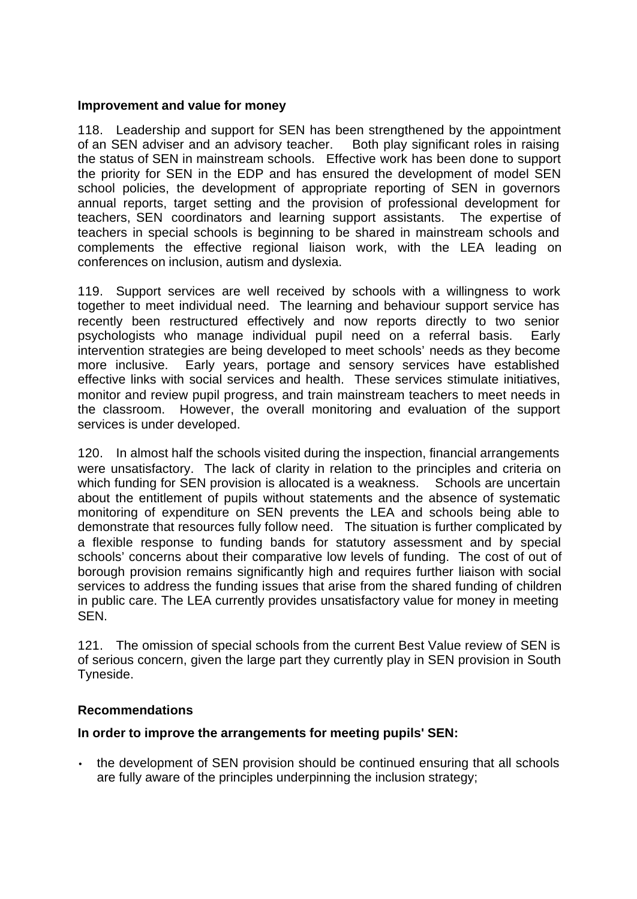**Improvement and value for money**

118. Leadership and support for SEN has been strengthened by the appointment of an SEN adviser and an advisory teacher. Both play significant roles in raising the status of SEN in mainstream schools. Effective work has been done to support the priority for SEN in the EDP and has ensured the development of model SEN school policies, the development of appropriate reporting of SEN in governors annual reports, target setting and the provision of professional development for teachers, SEN coordinators and learning support assistants. The expertise of teachers in special schools is beginning to be shared in mainstream schools and complements the effective regional liaison work, with the LEA leading on conferences on inclusion, autism and dyslexia.

119. Support services are well received by schools with a willingness to work together to meet individual need. The learning and behaviour support service has recently been restructured effectively and now reports directly to two senior psychologists who manage individual pupil need on a referral basis. Early intervention strategies are being developed to meet schools' needs as they become more inclusive. Early years, portage and sensory services have established effective links with social services and health. These services stimulate initiatives, monitor and review pupil progress, and train mainstream teachers to meet needs in the classroom. However, the overall monitoring and evaluation of the support services is under developed.

120. In almost half the schools visited during the inspection, financial arrangements were unsatisfactory. The lack of clarity in relation to the principles and criteria on which funding for SEN provision is allocated is a weakness. Schools are uncertain about the entitlement of pupils without statements and the absence of systematic monitoring of expenditure on SEN prevents the LEA and schools being able to demonstrate that resources fully follow need. The situation is further complicated by a flexible response to funding bands for statutory assessment and by special schools' concerns about their comparative low levels of funding. The cost of out of borough provision remains significantly high and requires further liaison with social services to address the funding issues that arise from the shared funding of children in public care. The LEA currently provides unsatisfactory value for money in meeting SEN.

121. The omission of special schools from the current Best Value review of SEN is of serious concern, given the large part they currently play in SEN provision in South Tyneside.

**Recommendations**

**In order to improve the arrangements for meeting pupils' SEN:**

- the development of SEN provision should be continued ensuring that all schools are fully aware of the principles underpinning the inclusion strategy;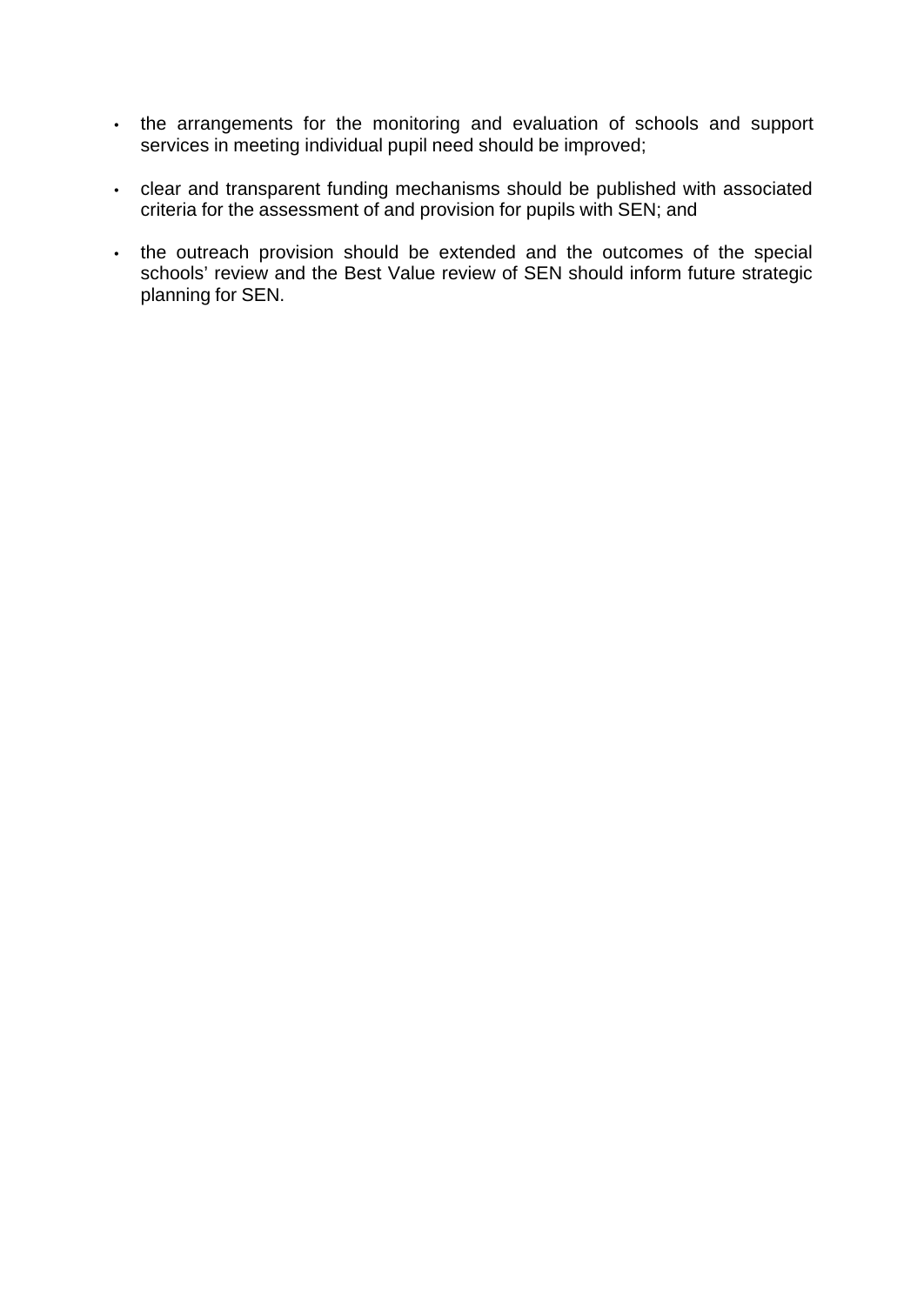- the arrangements for the monitoring and evaluation of schools and support services in meeting individual pupil need should be improved;

- clear and transparent funding mechanisms should be published with associated criteria for the assessment of and provision for pupils with SEN; and

- the outreach provision should be extended and the outcomes of the special schools' review and the Best Value review of SEN should inform future strategic planning for SEN.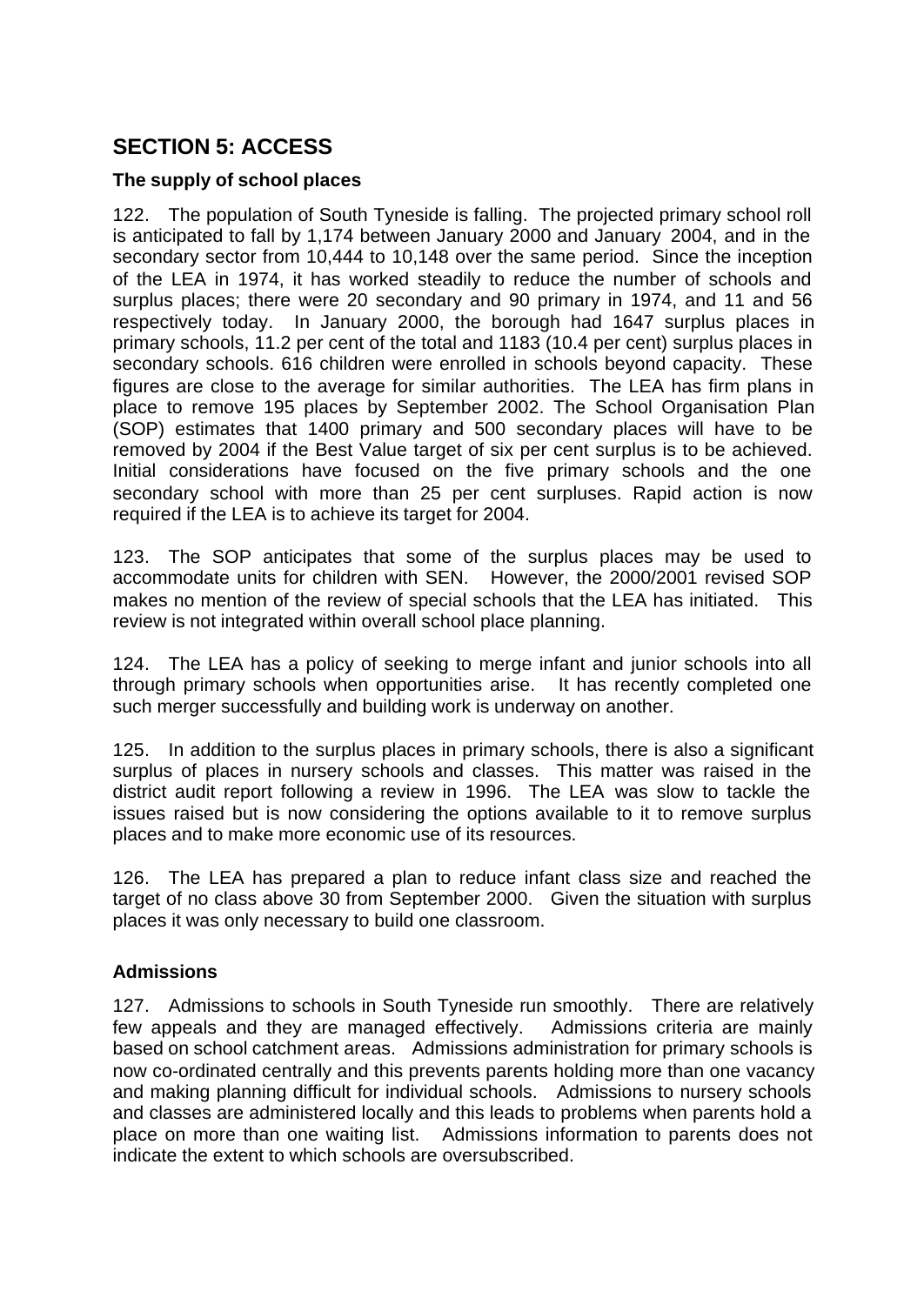## SECTION 5: ACCESS

### The supply of school places

122. The population of South Tyneside is falling. The projected primary school roll is anticipated to fall by 1,174 between January 2000 and January 2004, and in the secondary sector from 10,444 to 10,148 over the same period. Since the inception of the LEA in 1974, it has worked steadily to reduce the number of schools and surplus places; there were 20 secondary and 90 primary in 1974, and 11 and 56 respectively today. In January 2000, the borough had 1647 surplus places in primary schools, 11.2 per cent of the total and 1183 (10.4 per cent) surplus places in secondary schools. 616 children were enrolled in schools beyond capacity. These figures are close to the average for similar authorities. The LEA has firm plans in place to remove 195 places by September 2002. The School Organisation Plan (SOP) estimates that 1400 primary and 500 secondary places will have to be removed by 2004 if the Best Value target of six per cent surplus is to be achieved. Initial considerations have focused on the five primary schools and the one secondary school with more than 25 per cent surpluses. Rapid action is now required if the LEA is to achieve its target for 2004.

123. The SOP anticipates that some of the surplus places may be used to accommodate units for children with SEN. However, the 2000/2001 revised SOP makes no mention of the review of special schools that the LEA has initiated. This review is not integrated within overall school place planning.

124. The LEA has a policy of seeking to merge infant and junior schools into all through primary schools when opportunities arise. It has recently completed one such merger successfully and building work is underway on another.

125. In addition to the surplus places in primary schools, there is also a significant surplus of places in nursery schools and classes. This matter was raised in the district audit report following a review in 1996. The LEA was slow to tackle the issues raised but is now considering the options available to it to remove surplus places and to make more economic use of its resources.

126. The LEA has prepared a plan to reduce infant class size and reached the target of no class above 30 from September 2000. Given the situation with surplus places it was only necessary to build one classroom.

### Admissions

127. Admissions to schools in South Tyneside run smoothly. There are relatively few appeals and they are managed effectively. Admissions criteria are mainly based on school catchment areas. Admissions administration for primary schools is now co-ordinated centrally and this prevents parents holding more than one vacancy and making planning difficult for individual schools. Admissions to nursery schools and classes are administered locally and this leads to problems when parents hold a place on more than one waiting list. Admissions information to parents does not indicate the extent to which schools are oversubscribed.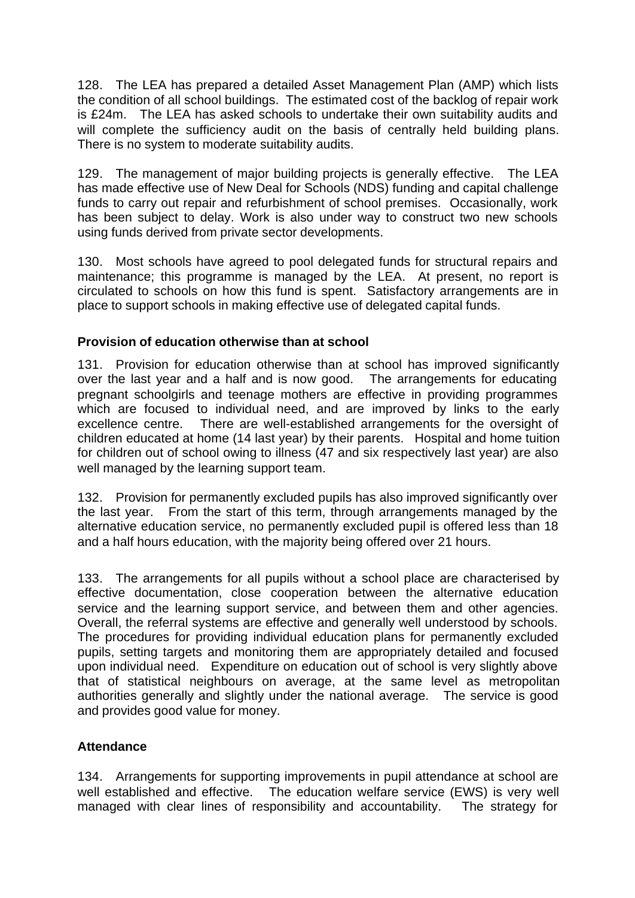128. The LEA has prepared a detailed Asset Management Plan (AMP) which lists the condition of all school buildings. The estimated cost of the backlog of repair work is £24m. The LEA has asked schools to undertake their own suitability audits and will complete the sufficiency audit on the basis of centrally held building plans. There is no system to moderate suitability audits.

129. The management of major building projects is generally effective. The LEA has made effective use of New Deal for Schools (NDS) funding and capital challenge funds to carry out repair and refurbishment of school premises. Occasionally, work has been subject to delay. Work is also under way to construct two new schools using funds derived from private sector developments.

130. Most schools have agreed to pool delegated funds for structural repairs and maintenance; this programme is managed by the LEA. At present, no report is circulated to schools on how this fund is spent. Satisfactory arrangements are in place to support schools in making effective use of delegated capital funds.

**Provision of education otherwise than at school**

131. Provision for education otherwise than at school has improved significantly over the last year and a half and is now good. The arrangements for educating pregnant schoolgirls and teenage mothers are effective in providing programmes which are focused to individual need, and are improved by links to the early excellence centre. There are well-established arrangements for the oversight of children educated at home (14 last year) by their parents. Hospital and home tuition for children out of school owing to illness (47 and six respectively last year) are also well managed by the learning support team.

132. Provision for permanently excluded pupils has also improved significantly over the last year. From the start of this term, through arrangements managed by the alternative education service, no permanently excluded pupil is offered less than 18 and a half hours education, with the majority being offered over 21 hours.

133. The arrangements for all pupils without a school place are characterised by effective documentation, close cooperation between the alternative education service and the learning support service, and between them and other agencies. Overall, the referral systems are effective and generally well understood by schools. The procedures for providing individual education plans for permanently excluded pupils, setting targets and monitoring them are appropriately detailed and focused upon individual need. Expenditure on education out of school is very slightly above that of statistical neighbours on average, at the same level as metropolitan authorities generally and slightly under the national average. The service is good and provides good value for money.

**Attendance**

134. Arrangements for supporting improvements in pupil attendance at school are well established and effective. The education welfare service (EWS) is very well managed with clear lines of responsibility and accountability. The strategy for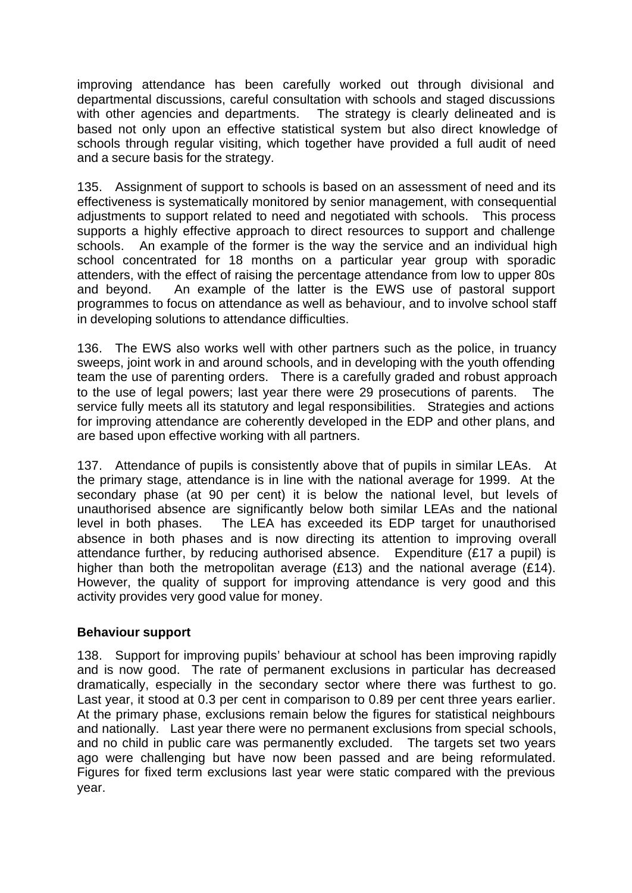improving attendance has been carefully worked out through divisional and departmental discussions, careful consultation with schools and staged discussions with other agencies and departments. The strategy is clearly delineated and is based not only upon an effective statistical system but also direct knowledge of schools through regular visiting, which together have provided a full audit of need and a secure basis for the strategy.

135. Assignment of support to schools is based on an assessment of need and its effectiveness is systematically monitored by senior management, with consequential adjustments to support related to need and negotiated with schools. This process supports a highly effective approach to direct resources to support and challenge schools. An example of the former is the way the service and an individual high school concentrated for 18 months on a particular year group with sporadic attenders, with the effect of raising the percentage attendance from low to upper 80s and beyond. An example of the latter is the EWS use of pastoral support programmes to focus on attendance as well as behaviour, and to involve school staff in developing solutions to attendance difficulties.

136. The EWS also works well with other partners such as the police, in truancy sweeps, joint work in and around schools, and in developing with the youth offending team the use of parenting orders. There is a carefully graded and robust approach to the use of legal powers; last year there were 29 prosecutions of parents. The service fully meets all its statutory and legal responsibilities. Strategies and actions for improving attendance are coherently developed in the EDP and other plans, and are based upon effective working with all partners.

137. Attendance of pupils is consistently above that of pupils in similar LEAs. At the primary stage, attendance is in line with the national average for 1999. At the secondary phase (at 90 per cent) it is below the national level, but levels of unauthorised absence are significantly below both similar LEAs and the national level in both phases. The LEA has exceeded its EDP target for unauthorised absence in both phases and is now directing its attention to improving overall attendance further, by reducing authorised absence. Expenditure (£17 a pupil) is higher than both the metropolitan average (£13) and the national average (£14). However, the quality of support for improving attendance is very good and this activity provides very good value for money.

**Behaviour support**

138. Support for improving pupils' behaviour at school has been improving rapidly and is now good. The rate of permanent exclusions in particular has decreased dramatically, especially in the secondary sector where there was furthest to go. Last year, it stood at 0.3 per cent in comparison to 0.89 per cent three years earlier. At the primary phase, exclusions remain below the figures for statistical neighbours and nationally. Last year there were no permanent exclusions from special schools, and no child in public care was permanently excluded. The targets set two years ago were challenging but have now been passed and are being reformulated. Figures for fixed term exclusions last year were static compared with the previous year.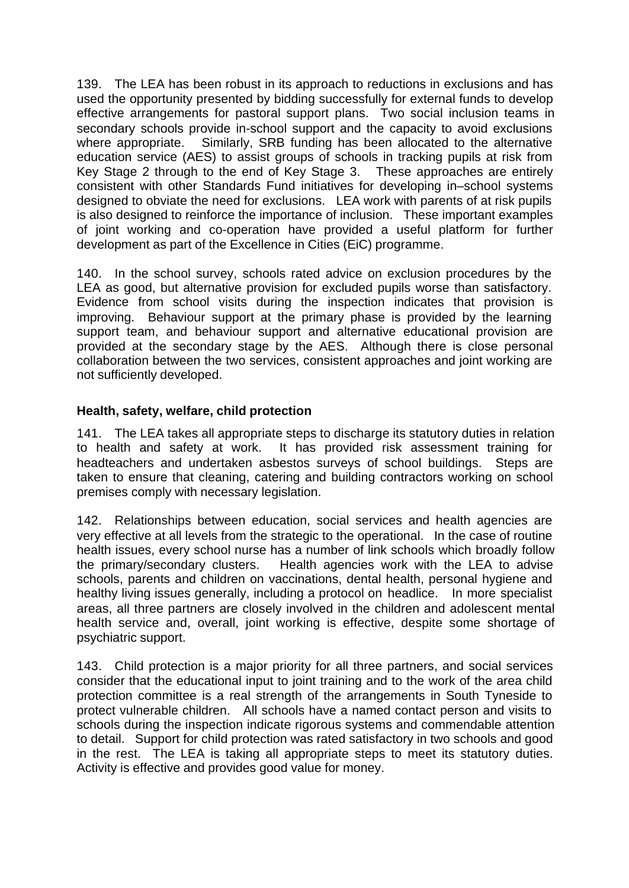139. The LEA has been robust in its approach to reductions in exclusions and has used the opportunity presented by bidding successfully for external funds to develop effective arrangements for pastoral support plans. Two social inclusion teams in secondary schools provide in-school support and the capacity to avoid exclusions where appropriate. Similarly, SRB funding has been allocated to the alternative education service (AES) to assist groups of schools in tracking pupils at risk from Key Stage 2 through to the end of Key Stage 3. These approaches are entirely consistent with other Standards Fund initiatives for developing in–school systems designed to obviate the need for exclusions. LEA work with parents of at risk pupils is also designed to reinforce the importance of inclusion. These important examples of joint working and co-operation have provided a useful platform for further development as part of the Excellence in Cities (EiC) programme.

140. In the school survey, schools rated advice on exclusion procedures by the LEA as good, but alternative provision for excluded pupils worse than satisfactory. Evidence from school visits during the inspection indicates that provision is improving. Behaviour support at the primary phase is provided by the learning support team, and behaviour support and alternative educational provision are provided at the secondary stage by the AES. Although there is close personal collaboration between the two services, consistent approaches and joint working are not sufficiently developed.

**Health, safety, welfare, child protection**

141. The LEA takes all appropriate steps to discharge its statutory duties in relation to health and safety at work. It has provided risk assessment training for headteachers and undertaken asbestos surveys of school buildings. Steps are taken to ensure that cleaning, catering and building contractors working on school premises comply with necessary legislation.

142. Relationships between education, social services and health agencies are very effective at all levels from the strategic to the operational. In the case of routine health issues, every school nurse has a number of link schools which broadly follow the primary/secondary clusters. Health agencies work with the LEA to advise schools, parents and children on vaccinations, dental health, personal hygiene and healthy living issues generally, including a protocol on headlice. In more specialist areas, all three partners are closely involved in the children and adolescent mental health service and, overall, joint working is effective, despite some shortage of psychiatric support.

143. Child protection is a major priority for all three partners, and social services consider that the educational input to joint training and to the work of the area child protection committee is a real strength of the arrangements in South Tyneside to protect vulnerable children. All schools have a named contact person and visits to schools during the inspection indicate rigorous systems and commendable attention to detail. Support for child protection was rated satisfactory in two schools and good in the rest. The LEA is taking all appropriate steps to meet its statutory duties. Activity is effective and provides good value for money.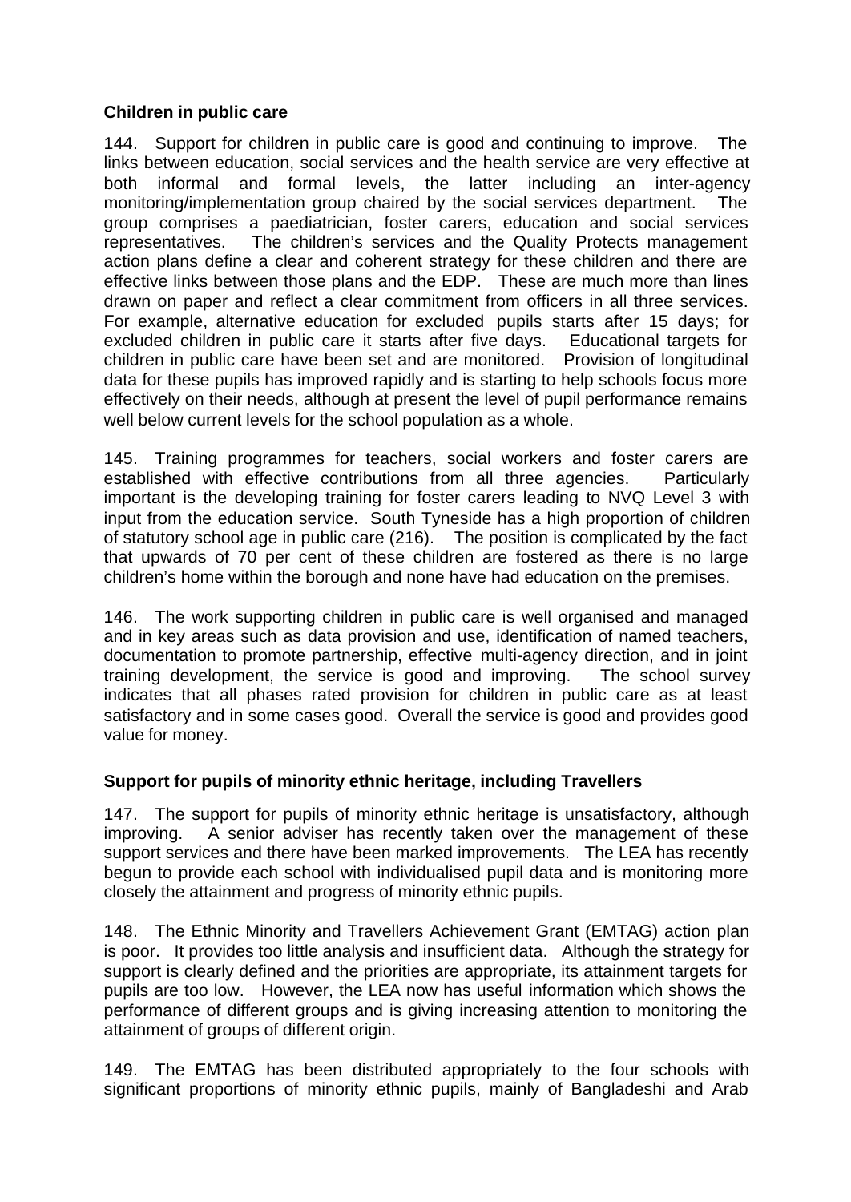### Children in public care

144. Support for children in public care is good and continuing to improve. The links between education, social services and the health service are very effective at both informal and formal levels, the latter including an inter-agency monitoring/implementation group chaired by the social services department. The group comprises a paediatrician, foster carers, education and social services representatives. The children's services and the Quality Protects management action plans define a clear and coherent strategy for these children and there are effective links between those plans and the EDP. These are much more than lines drawn on paper and reflect a clear commitment from officers in all three services. For example, alternative education for excluded pupils starts after 15 days; for excluded children in public care it starts after five days. Educational targets for children in public care have been set and are monitored. Provision of longitudinal data for these pupils has improved rapidly and is starting to help schools focus more effectively on their needs, although at present the level of pupil performance remains well below current levels for the school population as a whole.

145. Training programmes for teachers, social workers and foster carers are established with effective contributions from all three agencies. Particularly important is the developing training for foster carers leading to NVQ Level 3 with input from the education service. South Tyneside has a high proportion of children of statutory school age in public care (216). The position is complicated by the fact that upwards of 70 per cent of these children are fostered as there is no large children's home within the borough and none have had education on the premises.

146. The work supporting children in public care is well organised and managed and in key areas such as data provision and use, identification of named teachers, documentation to promote partnership, effective multi-agency direction, and in joint training development, the service is good and improving. The school survey indicates that all phases rated provision for children in public care as at least satisfactory and in some cases good. Overall the service is good and provides good value for money.

### Support for pupils of minority ethnic heritage, including Travellers

147. The support for pupils of minority ethnic heritage is unsatisfactory, although improving. A senior adviser has recently taken over the management of these support services and there have been marked improvements. The LEA has recently begun to provide each school with individualised pupil data and is monitoring more closely the attainment and progress of minority ethnic pupils.

148. The Ethnic Minority and Travellers Achievement Grant (EMTAG) action plan is poor. It provides too little analysis and insufficient data. Although the strategy for support is clearly defined and the priorities are appropriate, its attainment targets for pupils are too low. However, the LEA now has useful information which shows the performance of different groups and is giving increasing attention to monitoring the attainment of groups of different origin.

149. The EMTAG has been distributed appropriately to the four schools with significant proportions of minority ethnic pupils, mainly of Bangladeshi and Arab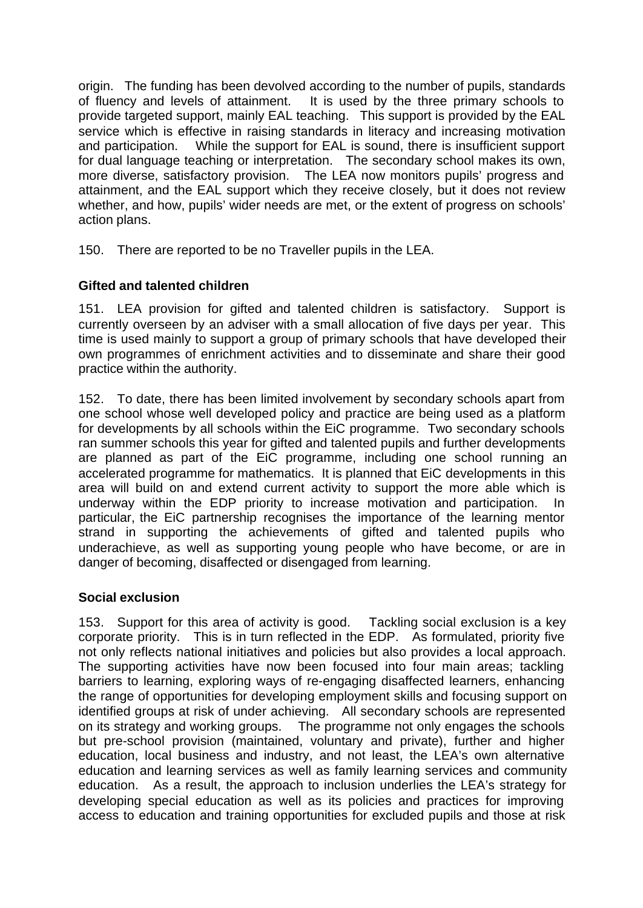origin. The funding has been devolved according to the number of pupils, standards of fluency and levels of attainment. It is used by the three primary schools to provide targeted support, mainly EAL teaching. This support is provided by the EAL service which is effective in raising standards in literacy and increasing motivation and participation. While the support for EAL is sound, there is insufficient support for dual language teaching or interpretation. The secondary school makes its own, more diverse, satisfactory provision. The LEA now monitors pupils' progress and attainment, and the EAL support which they receive closely, but it does not review whether, and how, pupils' wider needs are met, or the extent of progress on schools' action plans.

150. There are reported to be no Traveller pupils in the LEA.

**Gifted and talented children**

151. LEA provision for gifted and talented children is satisfactory. Support is currently overseen by an adviser with a small allocation of five days per year. This time is used mainly to support a group of primary schools that have developed their own programmes of enrichment activities and to disseminate and share their good practice within the authority.

152. To date, there has been limited involvement by secondary schools apart from one school whose well developed policy and practice are being used as a platform for developments by all schools within the EiC programme. Two secondary schools ran summer schools this year for gifted and talented pupils and further developments are planned as part of the EiC programme, including one school running an accelerated programme for mathematics. It is planned that EiC developments in this area will build on and extend current activity to support the more able which is underway within the EDP priority to increase motivation and participation. In particular, the EiC partnership recognises the importance of the learning mentor strand in supporting the achievements of gifted and talented pupils who underachieve, as well as supporting young people who have become, or are in danger of becoming, disaffected or disengaged from learning.

**Social exclusion**

153. Support for this area of activity is good. Tackling social exclusion is a key corporate priority. This is in turn reflected in the EDP. As formulated, priority five not only reflects national initiatives and policies but also provides a local approach. The supporting activities have now been focused into four main areas; tackling barriers to learning, exploring ways of re-engaging disaffected learners, enhancing the range of opportunities for developing employment skills and focusing support on identified groups at risk of under achieving. All secondary schools are represented on its strategy and working groups. The programme not only engages the schools but pre-school provision (maintained, voluntary and private), further and higher education, local business and industry, and not least, the LEA's own alternative education and learning services as well as family learning services and community education. As a result, the approach to inclusion underlies the LEA's strategy for developing special education as well as its policies and practices for improving access to education and training opportunities for excluded pupils and those at risk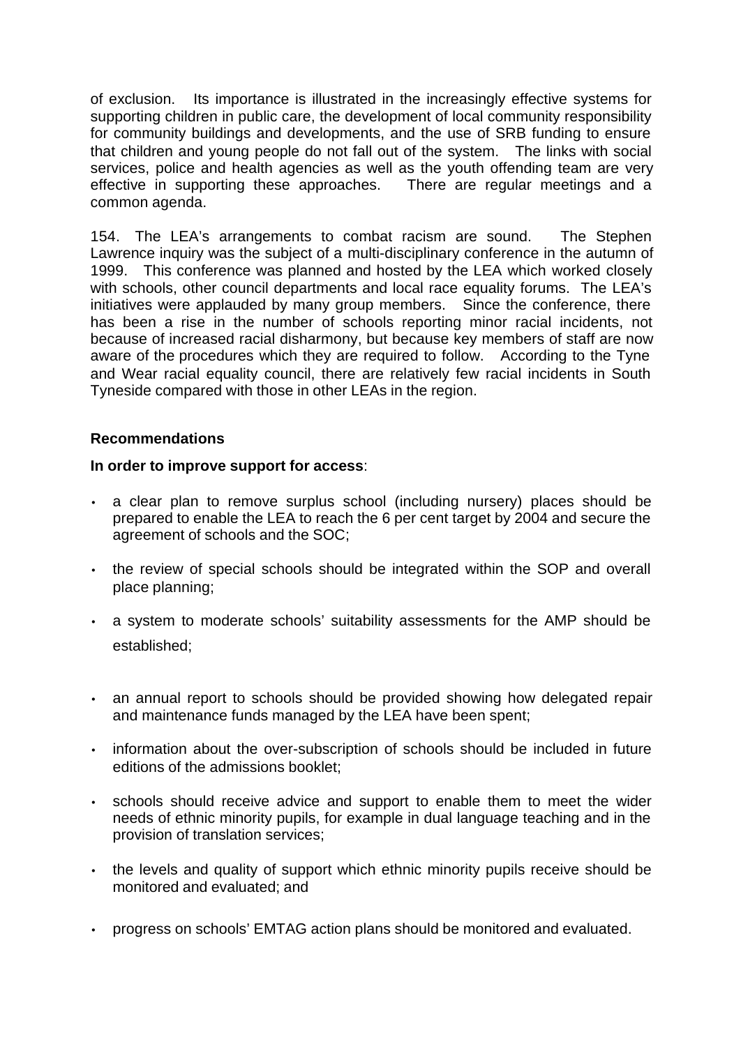of exclusion. Its importance is illustrated in the increasingly effective systems for supporting children in public care, the development of local community responsibility for community buildings and developments, and the use of SRB funding to ensure that children and young people do not fall out of the system. The links with social services, police and health agencies as well as the youth offending team are very effective in supporting these approaches. There are regular meetings and a common agenda.

154. The LEA's arrangements to combat racism are sound. The Stephen Lawrence inquiry was the subject of a multi-disciplinary conference in the autumn of 1999. This conference was planned and hosted by the LEA which worked closely with schools, other council departments and local race equality forums. The LEA's initiatives were applauded by many group members. Since the conference, there has been a rise in the number of schools reporting minor racial incidents, not because of increased racial disharmony, but because key members of staff are now aware of the procedures which they are required to follow. According to the Tyne and Wear racial equality council, there are relatively few racial incidents in South Tyneside compared with those in other LEAs in the region.

**Recommendations**

**In order to improve support for access**:

- a clear plan to remove surplus school (including nursery) places should be prepared to enable the LEA to reach the 6 per cent target by 2004 and secure the agreement of schools and the SOC;
- the review of special schools should be integrated within the SOP and overall place planning;
- a system to moderate schools' suitability assessments for the AMP should be established;
- an annual report to schools should be provided showing how delegated repair and maintenance funds managed by the LEA have been spent;
- information about the over-subscription of schools should be included in future editions of the admissions booklet;
- schools should receive advice and support to enable them to meet the wider needs of ethnic minority pupils, for example in dual language teaching and in the provision of translation services;
- the levels and quality of support which ethnic minority pupils receive should be monitored and evaluated; and
- progress on schools' EMTAG action plans should be monitored and evaluated.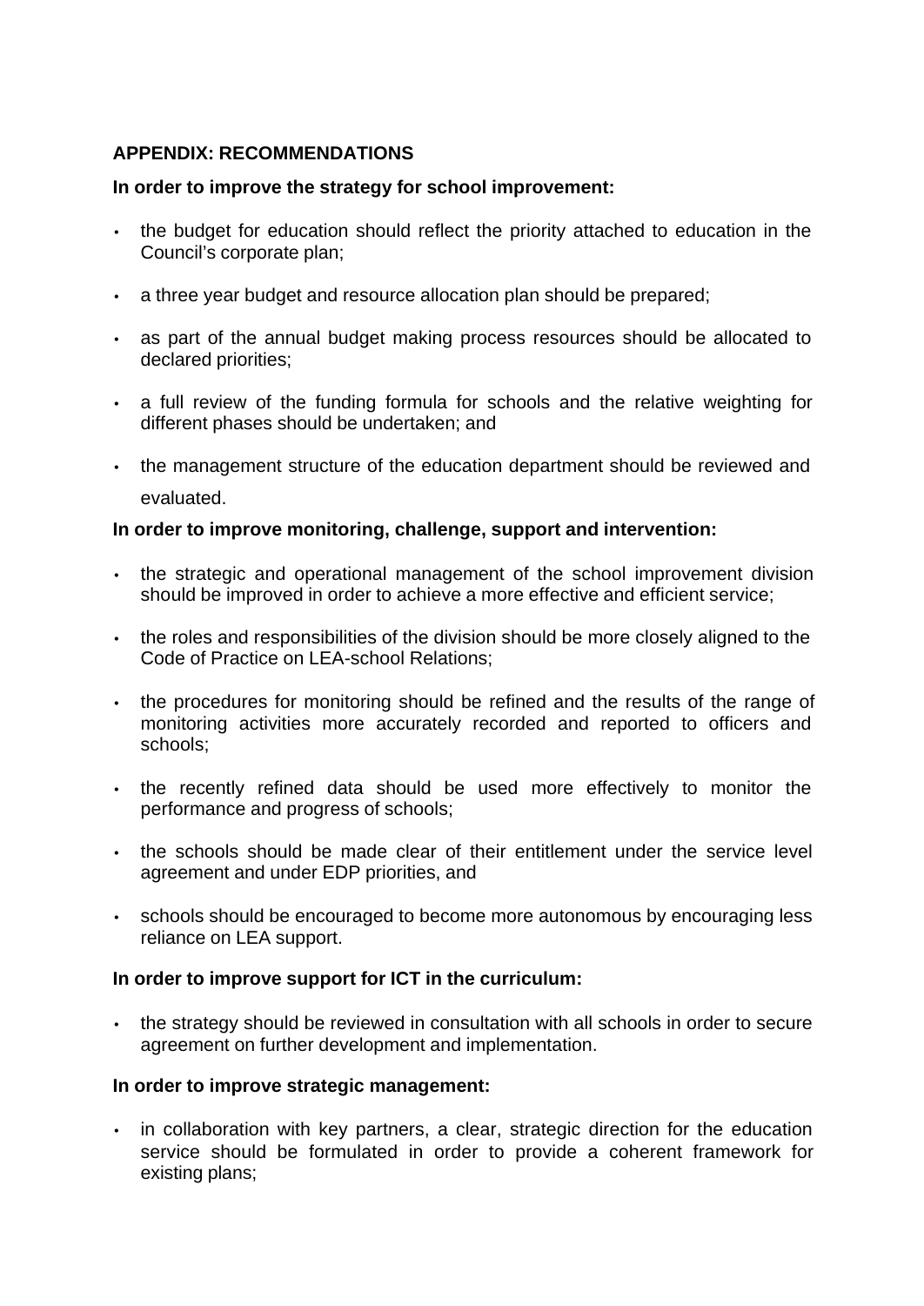## APPENDIX: RECOMMENDATIONS

**In order to improve the strategy for school improvement:**

- the budget for education should reflect the priority attached to education in the Council's corporate plan;
- a three year budget and resource allocation plan should be prepared;
- as part of the annual budget making process resources should be allocated to declared priorities;
- a full review of the funding formula for schools and the relative weighting for different phases should be undertaken; and
- the management structure of the education department should be reviewed and evaluated.

**In order to improve monitoring, challenge, support and intervention:**

- the strategic and operational management of the school improvement division should be improved in order to achieve a more effective and efficient service;
- the roles and responsibilities of the division should be more closely aligned to the Code of Practice on LEA-school Relations;
- the procedures for monitoring should be refined and the results of the range of monitoring activities more accurately recorded and reported to officers and schools;
- the recently refined data should be used more effectively to monitor the performance and progress of schools;
- the schools should be made clear of their entitlement under the service level agreement and under EDP priorities, and
- schools should be encouraged to become more autonomous by encouraging less reliance on LEA support.

**In order to improve support for ICT in the curriculum:**

- the strategy should be reviewed in consultation with all schools in order to secure agreement on further development and implementation.

**In order to improve strategic management:**

- in collaboration with key partners, a clear, strategic direction for the education service should be formulated in order to provide a coherent framework for existing plans;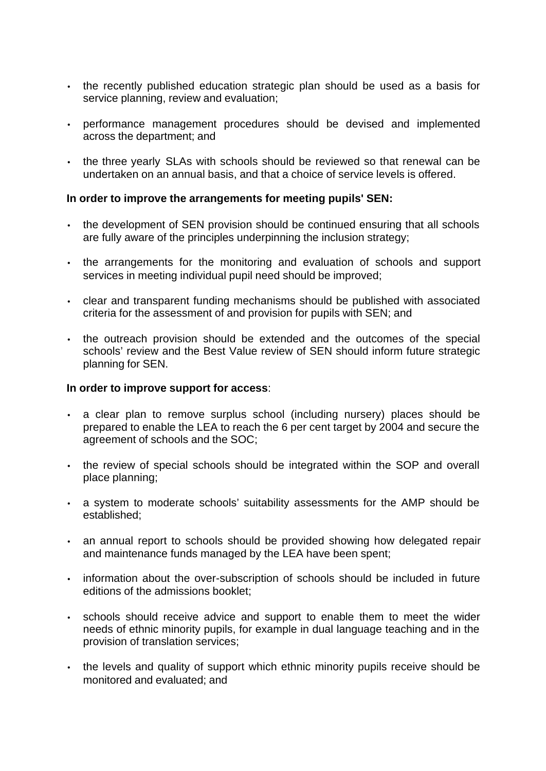- the recently published education strategic plan should be used as a basis for service planning, review and evaluation;

- performance management procedures should be devised and implemented across the department; and

- the three yearly SLAs with schools should be reviewed so that renewal can be undertaken on an annual basis, and that a choice of service levels is offered.

**In order to improve the arrangements for meeting pupils' SEN:**

- the development of SEN provision should be continued ensuring that all schools are fully aware of the principles underpinning the inclusion strategy;

- the arrangements for the monitoring and evaluation of schools and support services in meeting individual pupil need should be improved;

- clear and transparent funding mechanisms should be published with associated criteria for the assessment of and provision for pupils with SEN; and

- the outreach provision should be extended and the outcomes of the special schools' review and the Best Value review of SEN should inform future strategic planning for SEN.

**In order to improve support for access**:

- a clear plan to remove surplus school (including nursery) places should be prepared to enable the LEA to reach the 6 per cent target by 2004 and secure the agreement of schools and the SOC;

- the review of special schools should be integrated within the SOP and overall place planning;

- a system to moderate schools' suitability assessments for the AMP should be established;

- an annual report to schools should be provided showing how delegated repair and maintenance funds managed by the LEA have been spent;

- information about the over-subscription of schools should be included in future editions of the admissions booklet;

- schools should receive advice and support to enable them to meet the wider needs of ethnic minority pupils, for example in dual language teaching and in the provision of translation services;

- the levels and quality of support which ethnic minority pupils receive should be monitored and evaluated; and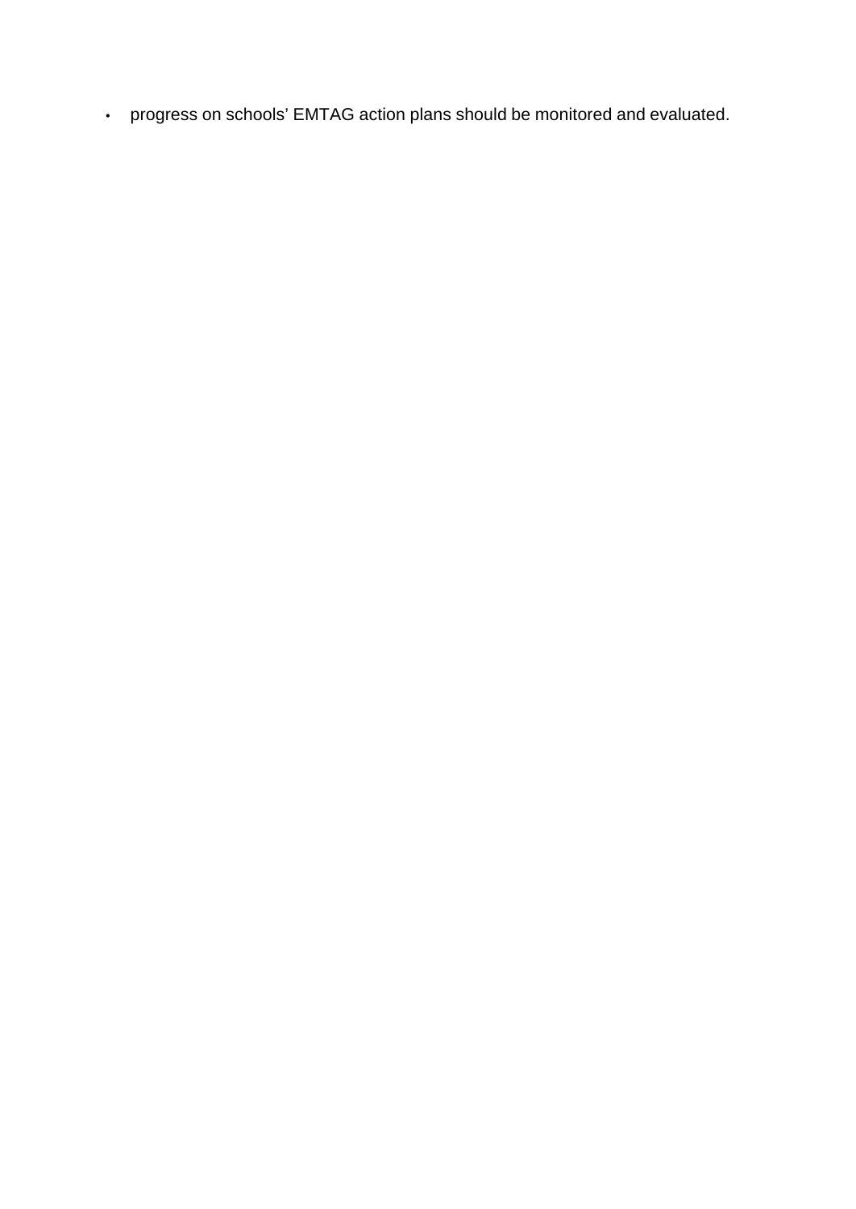- progress on schools' EMTAG action plans should be monitored and evaluated.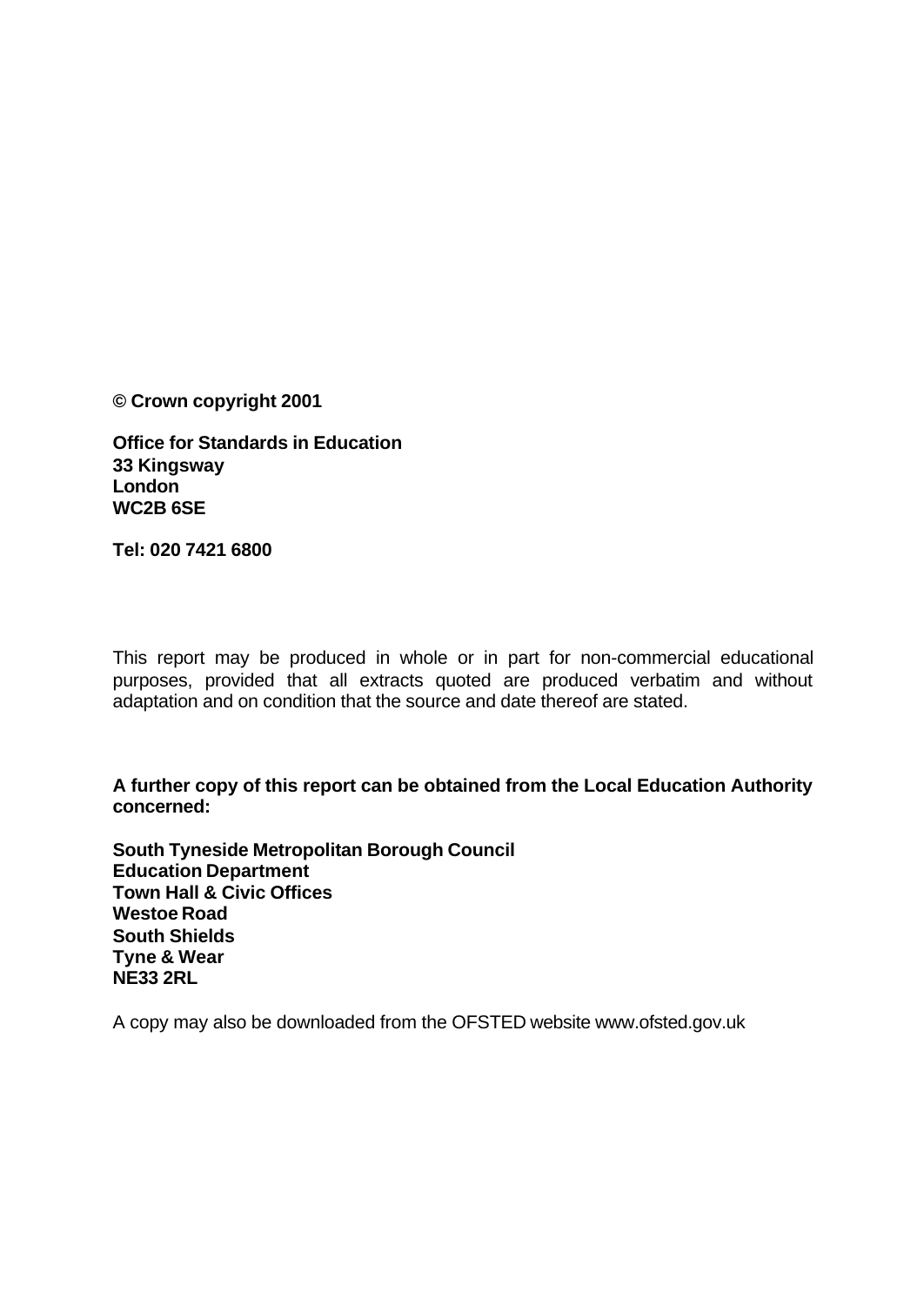**© Crown copyright 2001**

**Office for Standards in Education**
**33 Kingsway**
**London**
**WC2B 6SE**

**Tel: 020 7421 6800**

This report may be produced in whole or in part for non-commercial educational purposes, provided that all extracts quoted are produced verbatim and without adaptation and on condition that the source and date thereof are stated.

**A further copy of this report can be obtained from the Local Education Authority concerned:**

**South Tyneside Metropolitan Borough Council**
**Education Department**
**Town Hall & Civic Offices**
**Westoe Road**
**South Shields**
**Tyne & Wear**
**NE33 2RL**

A copy may also be downloaded from the OFSTED website www.ofsted.gov.uk